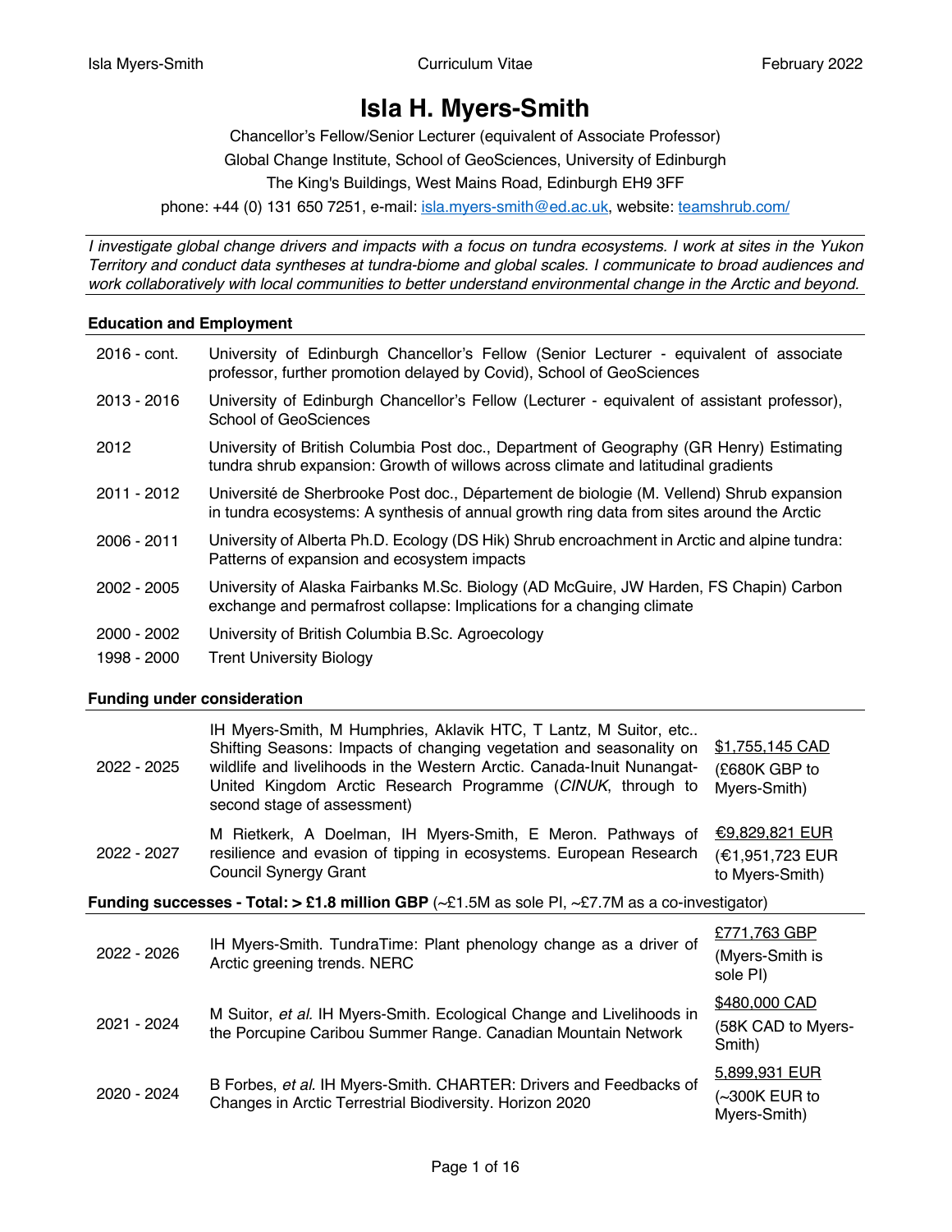# Isla H. Myers-Smith

Chancellor's Fellow/Senior Lecturer (equivalent of Associate Professor)
Global Change Institute, School of GeoSciences, University of Edinburgh
The King's Buildings, West Mains Road, Edinburgh EH9 3FF
phone: +44 (0) 131 650 7251, e-mail: isla.myers-smith@ed.ac.uk, website: teamshrub.com/

*I investigate global change drivers and impacts with a focus on tundra ecosystems. I work at sites in the Yukon Territory and conduct data syntheses at tundra-biome and global scales. I communicate to broad audiences and work collaboratively with local communities to better understand environmental change in the Arctic and beyond.*

**Education and Employment**

| | |
|---|---|
| 2016 - cont. | University of Edinburgh Chancellor's Fellow (Senior Lecturer - equivalent of associate professor, further promotion delayed by Covid), School of GeoSciences |
| 2013 - 2016 | University of Edinburgh Chancellor's Fellow (Lecturer - equivalent of assistant professor), School of GeoSciences |
| 2012 | University of British Columbia Post doc., Department of Geography (GR Henry) Estimating tundra shrub expansion: Growth of willows across climate and latitudinal gradients |
| 2011 - 2012 | Université de Sherbrooke Post doc., Département de biologie (M. Vellend) Shrub expansion in tundra ecosystems: A synthesis of annual growth ring data from sites around the Arctic |
| 2006 - 2011 | University of Alberta Ph.D. Ecology (DS Hik) Shrub encroachment in Arctic and alpine tundra: Patterns of expansion and ecosystem impacts |
| 2002 - 2005 | University of Alaska Fairbanks M.Sc. Biology (AD McGuire, JW Harden, FS Chapin) Carbon exchange and permafrost collapse: Implications for a changing climate |
| 2000 - 2002 | University of British Columbia B.Sc. Agroecology |
| 1998 - 2000 | Trent University Biology |

**Funding under consideration**

| | | |
|---|---|---|
| 2022 - 2025 | IH Myers-Smith, M Humphries, Aklavik HTC, T Lantz, M Suitor, etc.. Shifting Seasons: Impacts of changing vegetation and seasonality on wildlife and livelihoods in the Western Arctic. Canada-Inuit Nunangat-United Kingdom Arctic Research Programme (*CINUK*, through to second stage of assessment) | $1,755,145 CAD (£680K GBP to Myers-Smith) |
| 2022 - 2027 | M Rietkerk, A Doelman, IH Myers-Smith, E Meron. Pathways of resilience and evasion of tipping in ecosystems. European Research Council Synergy Grant | €9,829,821 EUR (€1,951,723 EUR to Myers-Smith) |

**Funding successes - Total: > £1.8 million GBP** (~£1.5M as sole PI, ~£7.7M as a co-investigator)

| | | |
|---|---|---|
| 2022 - 2026 | IH Myers-Smith. TundraTime: Plant phenology change as a driver of Arctic greening trends. NERC | £771,763 GBP (Myers-Smith is sole PI) |
| 2021 - 2024 | M Suitor, *et al.* IH Myers-Smith. Ecological Change and Livelihoods in the Porcupine Caribou Summer Range. Canadian Mountain Network | $480,000 CAD (58K CAD to Myers-Smith) |
| 2020 - 2024 | B Forbes, *et al.* IH Myers-Smith. CHARTER: Drivers and Feedbacks of Changes in Arctic Terrestrial Biodiversity. Horizon 2020 | 5,899,931 EUR (~300K EUR to Myers-Smith) |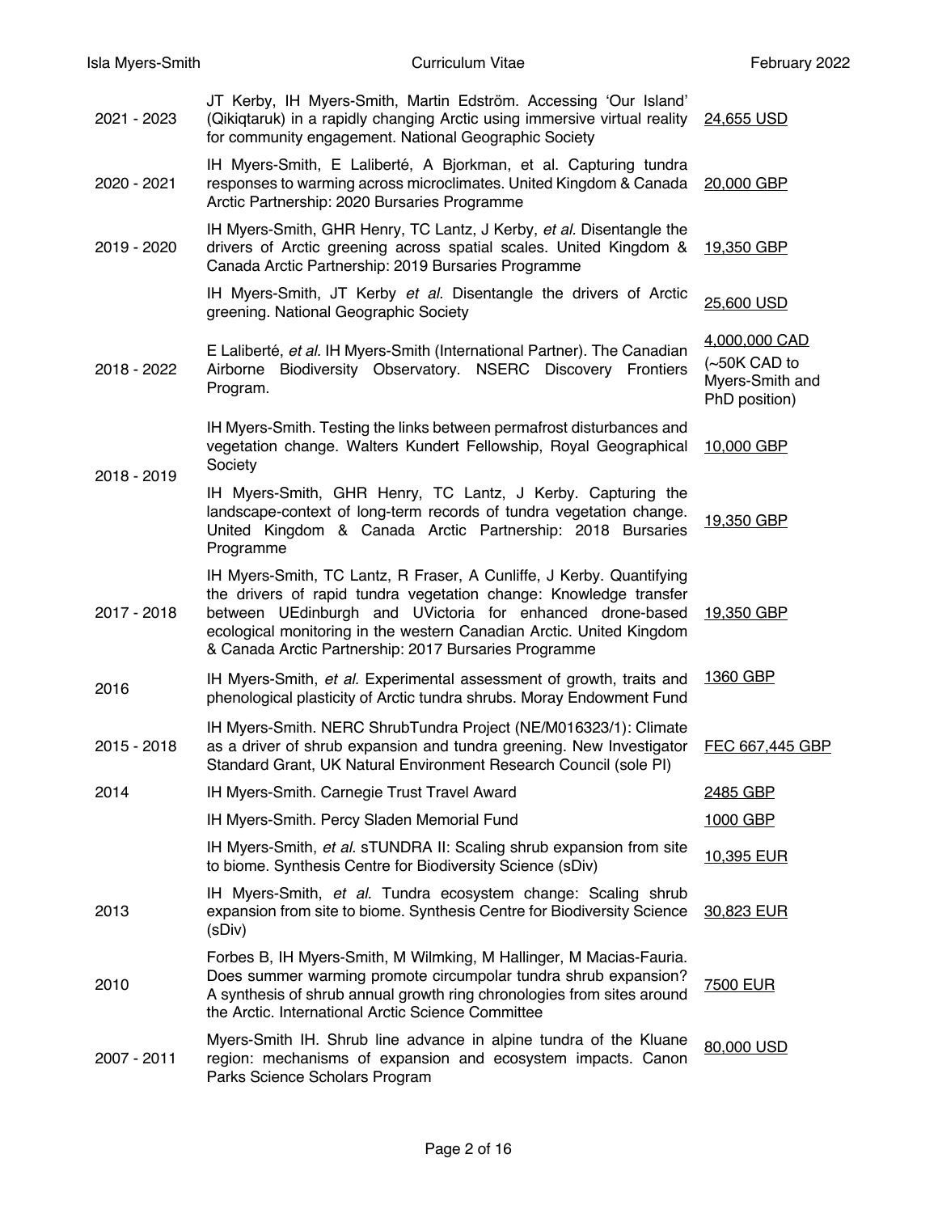| | | |
|---|---|---|
| 2021 - 2023 | JT Kerby, IH Myers-Smith, Martin Edström. Accessing 'Our Island' (Qikiqtaruk) in a rapidly changing Arctic using immersive virtual reality for community engagement. National Geographic Society | 24,655 USD |
| 2020 - 2021 | IH Myers-Smith, E Laliberté, A Bjorkman, et al. Capturing tundra responses to warming across microclimates. United Kingdom & Canada Arctic Partnership: 2020 Bursaries Programme | 20,000 GBP |
| 2019 - 2020 | IH Myers-Smith, GHR Henry, TC Lantz, J Kerby, *et al.* Disentangle the drivers of Arctic greening across spatial scales. United Kingdom & Canada Arctic Partnership: 2019 Bursaries Programme | 19,350 GBP |
| | IH Myers-Smith, JT Kerby *et al.* Disentangle the drivers of Arctic greening. National Geographic Society | 25,600 USD |
| 2018 - 2022 | E Laliberté, *et al.* IH Myers-Smith (International Partner). The Canadian Airborne Biodiversity Observatory. NSERC Discovery Frontiers Program. | 4,000,000 CAD (~50K CAD to Myers-Smith and PhD position) |
| 2018 - 2019 | IH Myers-Smith. Testing the links between permafrost disturbances and vegetation change. Walters Kundert Fellowship, Royal Geographical Society | 10,000 GBP |
| | IH Myers-Smith, GHR Henry, TC Lantz, J Kerby. Capturing the landscape-context of long-term records of tundra vegetation change. United Kingdom & Canada Arctic Partnership: 2018 Bursaries Programme | 19,350 GBP |
| 2017 - 2018 | IH Myers-Smith, TC Lantz, R Fraser, A Cunliffe, J Kerby. Quantifying the drivers of rapid tundra vegetation change: Knowledge transfer between UEdinburgh and UVictoria for enhanced drone-based ecological monitoring in the western Canadian Arctic. United Kingdom & Canada Arctic Partnership: 2017 Bursaries Programme | 19,350 GBP |
| 2016 | IH Myers-Smith, *et al.* Experimental assessment of growth, traits and phenological plasticity of Arctic tundra shrubs. Moray Endowment Fund | 1360 GBP |
| 2015 - 2018 | IH Myers-Smith. NERC ShrubTundra Project (NE/M016323/1): Climate as a driver of shrub expansion and tundra greening. New Investigator Standard Grant, UK Natural Environment Research Council (sole PI) | FEC 667,445 GBP |
| 2014 | IH Myers-Smith. Carnegie Trust Travel Award | 2485 GBP |
| | IH Myers-Smith. Percy Sladen Memorial Fund | 1000 GBP |
| | IH Myers-Smith, *et al.* sTUNDRA II: Scaling shrub expansion from site to biome. Synthesis Centre for Biodiversity Science (sDiv) | 10,395 EUR |
| 2013 | IH Myers-Smith, *et al.* Tundra ecosystem change: Scaling shrub expansion from site to biome. Synthesis Centre for Biodiversity Science (sDiv) | 30,823 EUR |
| 2010 | Forbes B, IH Myers-Smith, M Wilmking, M Hallinger, M Macias-Fauria. Does summer warming promote circumpolar tundra shrub expansion? A synthesis of shrub annual growth ring chronologies from sites around the Arctic. International Arctic Science Committee | 7500 EUR |
| 2007 - 2011 | Myers-Smith IH. Shrub line advance in alpine tundra of the Kluane region: mechanisms of expansion and ecosystem impacts. Canon Parks Science Scholars Program | 80,000 USD |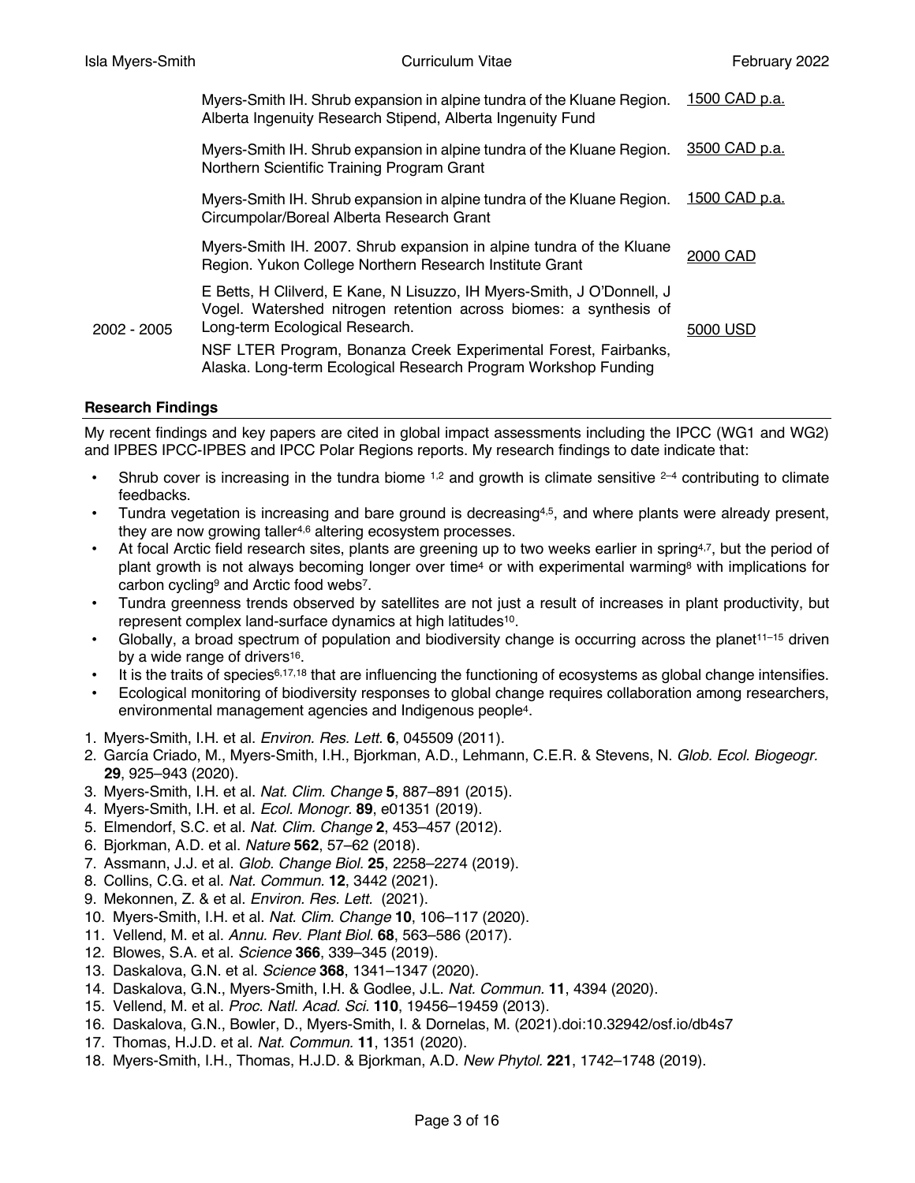| | | |
|---|---|---|
| | Myers-Smith IH. Shrub expansion in alpine tundra of the Kluane Region. Alberta Ingenuity Research Stipend, Alberta Ingenuity Fund | 1500 CAD p.a. |
| | Myers-Smith IH. Shrub expansion in alpine tundra of the Kluane Region. Northern Scientific Training Program Grant | 3500 CAD p.a. |
| | Myers-Smith IH. Shrub expansion in alpine tundra of the Kluane Region. Circumpolar/Boreal Alberta Research Grant | 1500 CAD p.a. |
| | Myers-Smith IH. 2007. Shrub expansion in alpine tundra of the Kluane Region. Yukon College Northern Research Institute Grant | 2000 CAD |
| 2002 - 2005 | E Betts, H Clilverd, E Kane, N Lisuzzo, IH Myers-Smith, J O'Donnell, J Vogel. Watershed nitrogen retention across biomes: a synthesis of Long-term Ecological Research. NSF LTER Program, Bonanza Creek Experimental Forest, Fairbanks, Alaska. Long-term Ecological Research Program Workshop Funding | 5000 USD |

## Research Findings

My recent findings and key papers are cited in global impact assessments including the IPCC (WG1 and WG2) and IPBES IPCC-IPBES and IPCC Polar Regions reports. My research findings to date indicate that:

- Shrub cover is increasing in the tundra biome [1,2] and growth is climate sensitive [2–4] contributing to climate feedbacks.
- Tundra vegetation is increasing and bare ground is decreasing[4,5], and where plants were already present, they are now growing taller[4,6] altering ecosystem processes.
- At focal Arctic field research sites, plants are greening up to two weeks earlier in spring[4,7], but the period of plant growth is not always becoming longer over time[4] or with experimental warming[8] with implications for carbon cycling[9] and Arctic food webs[7].
- Tundra greenness trends observed by satellites are not just a result of increases in plant productivity, but represent complex land-surface dynamics at high latitudes[10].
- Globally, a broad spectrum of population and biodiversity change is occurring across the planet[11–15] driven by a wide range of drivers[16].
- It is the traits of species[6,17,18] that are influencing the functioning of ecosystems as global change intensifies.
- Ecological monitoring of biodiversity responses to global change requires collaboration among researchers, environmental management agencies and Indigenous people[4].

1. Myers-Smith, I.H. et al. *Environ. Res. Lett.* **6**, 045509 (2011).
2. García Criado, M., Myers-Smith, I.H., Bjorkman, A.D., Lehmann, C.E.R. & Stevens, N. *Glob. Ecol. Biogeogr.* **29**, 925–943 (2020).
3. Myers-Smith, I.H. et al. *Nat. Clim. Change* **5**, 887–891 (2015).
4. Myers-Smith, I.H. et al. *Ecol. Monogr.* **89**, e01351 (2019).
5. Elmendorf, S.C. et al. *Nat. Clim. Change* **2**, 453–457 (2012).
6. Bjorkman, A.D. et al. *Nature* **562**, 57–62 (2018).
7. Assmann, J.J. et al. *Glob. Change Biol.* **25**, 2258–2274 (2019).
8. Collins, C.G. et al. *Nat. Commun.* **12**, 3442 (2021).
9. Mekonnen, Z. & et al. *Environ. Res. Lett.* (2021).
10. Myers-Smith, I.H. et al. *Nat. Clim. Change* **10**, 106–117 (2020).
11. Vellend, M. et al. *Annu. Rev. Plant Biol.* **68**, 563–586 (2017).
12. Blowes, S.A. et al. *Science* **366**, 339–345 (2019).
13. Daskalova, G.N. et al. *Science* **368**, 1341–1347 (2020).
14. Daskalova, G.N., Myers-Smith, I.H. & Godlee, J.L. *Nat. Commun.* **11**, 4394 (2020).
15. Vellend, M. et al. *Proc. Natl. Acad. Sci.* **110**, 19456–19459 (2013).
16. Daskalova, G.N., Bowler, D., Myers-Smith, I. & Dornelas, M. (2021).doi:10.32942/osf.io/db4s7
17. Thomas, H.J.D. et al. *Nat. Commun.* **11**, 1351 (2020).
18. Myers-Smith, I.H., Thomas, H.J.D. & Bjorkman, A.D. *New Phytol.* **221**, 1742–1748 (2019).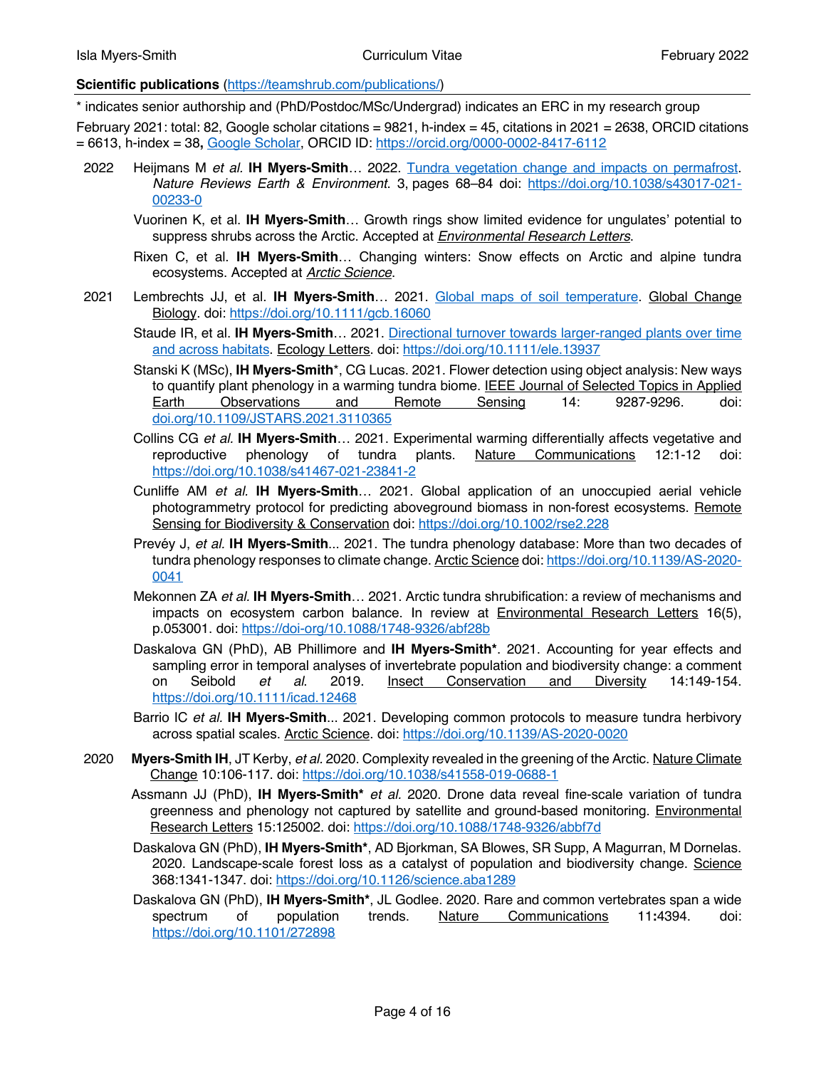**Scientific publications** (https://teamshrub.com/publications/)

* indicates senior authorship and (PhD/Postdoc/MSc/Undergrad) indicates an ERC in my research group

February 2021: total: 82, Google scholar citations = 9821, h-index = 45, citations in 2021 = 2638, ORCID citations = 6613, h-index = 38**,** Google Scholar, ORCID ID: https://orcid.org/0000-0002-8417-6112

**2022**

- Heijmans M *et al.* **IH Myers-Smith**… 2022. Tundra vegetation change and impacts on permafrost. *Nature Reviews Earth & Environment.* 3, pages 68–84 doi: https://doi.org/10.1038/s43017-021-00233-0
- Vuorinen K, et al. **IH Myers-Smith**… Growth rings show limited evidence for ungulates' potential to suppress shrubs across the Arctic. Accepted at *Environmental Research Letters*.
- Rixen C, et al. **IH Myers-Smith**… Changing winters: Snow effects on Arctic and alpine tundra ecosystems. Accepted at *Arctic Science*.

**2021**

- Lembrechts JJ, et al. **IH Myers-Smith**… 2021. Global maps of soil temperature. Global Change Biology. doi: https://doi.org/10.1111/gcb.16060
- Staude IR, et al. **IH Myers-Smith**… 2021. Directional turnover towards larger-ranged plants over time and across habitats. Ecology Letters. doi: https://doi.org/10.1111/ele.13937
- Stanski K (MSc), **IH Myers-Smith***, CG Lucas. 2021. Flower detection using object analysis: New ways to quantify plant phenology in a warming tundra biome. IEEE Journal of Selected Topics in Applied Earth Observations and Remote Sensing 14: 9287-9296. doi: doi.org/10.1109/JSTARS.2021.3110365
- Collins CG *et al.* **IH Myers-Smith**… 2021. Experimental warming differentially affects vegetative and reproductive phenology of tundra plants. Nature Communications 12:1-12 doi: https://doi.org/10.1038/s41467-021-23841-2
- Cunliffe AM *et al.* **IH Myers-Smith**… 2021. Global application of an unoccupied aerial vehicle photogrammetry protocol for predicting aboveground biomass in non-forest ecosystems. Remote Sensing for Biodiversity & Conservation doi: https://doi.org/10.1002/rse2.228
- Prevéy J, *et al.* **IH Myers-Smith**... 2021. The tundra phenology database: More than two decades of tundra phenology responses to climate change. Arctic Science doi: https://doi.org/10.1139/AS-2020-0041
- Mekonnen ZA *et al.* **IH Myers-Smith**… 2021. Arctic tundra shrubification: a review of mechanisms and impacts on ecosystem carbon balance. In review at Environmental Research Letters 16(5), p.053001. doi: https://doi-org/10.1088/1748-9326/abf28b
- Daskalova GN (PhD), AB Phillimore and **IH Myers-Smith***. 2021. Accounting for year effects and sampling error in temporal analyses of invertebrate population and biodiversity change: a comment on Seibold *et al.* 2019. Insect Conservation and Diversity 14:149-154. https://doi.org/10.1111/icad.12468
- Barrio IC *et al.* **IH Myers-Smith**... 2021. Developing common protocols to measure tundra herbivory across spatial scales. Arctic Science. doi: https://doi.org/10.1139/AS-2020-0020

**2020**

- **Myers-Smith IH**, JT Kerby, *et al.* 2020. Complexity revealed in the greening of the Arctic. Nature Climate Change 10:106-117. doi: https://doi.org/10.1038/s41558-019-0688-1
- Assmann JJ (PhD), **IH Myers-Smith*** *et al.* 2020. Drone data reveal fine-scale variation of tundra greenness and phenology not captured by satellite and ground-based monitoring. Environmental Research Letters 15:125002. doi: https://doi.org/10.1088/1748-9326/abbf7d
- Daskalova GN (PhD), **IH Myers-Smith***, AD Bjorkman, SA Blowes, SR Supp, A Magurran, M Dornelas. 2020. Landscape-scale forest loss as a catalyst of population and biodiversity change. Science 368:1341-1347. doi: https://doi.org/10.1126/science.aba1289
- Daskalova GN (PhD), **IH Myers-Smith***, JL Godlee. 2020. Rare and common vertebrates span a wide spectrum of population trends. Nature Communications 11**:**4394. doi: https://doi.org/10.1101/272898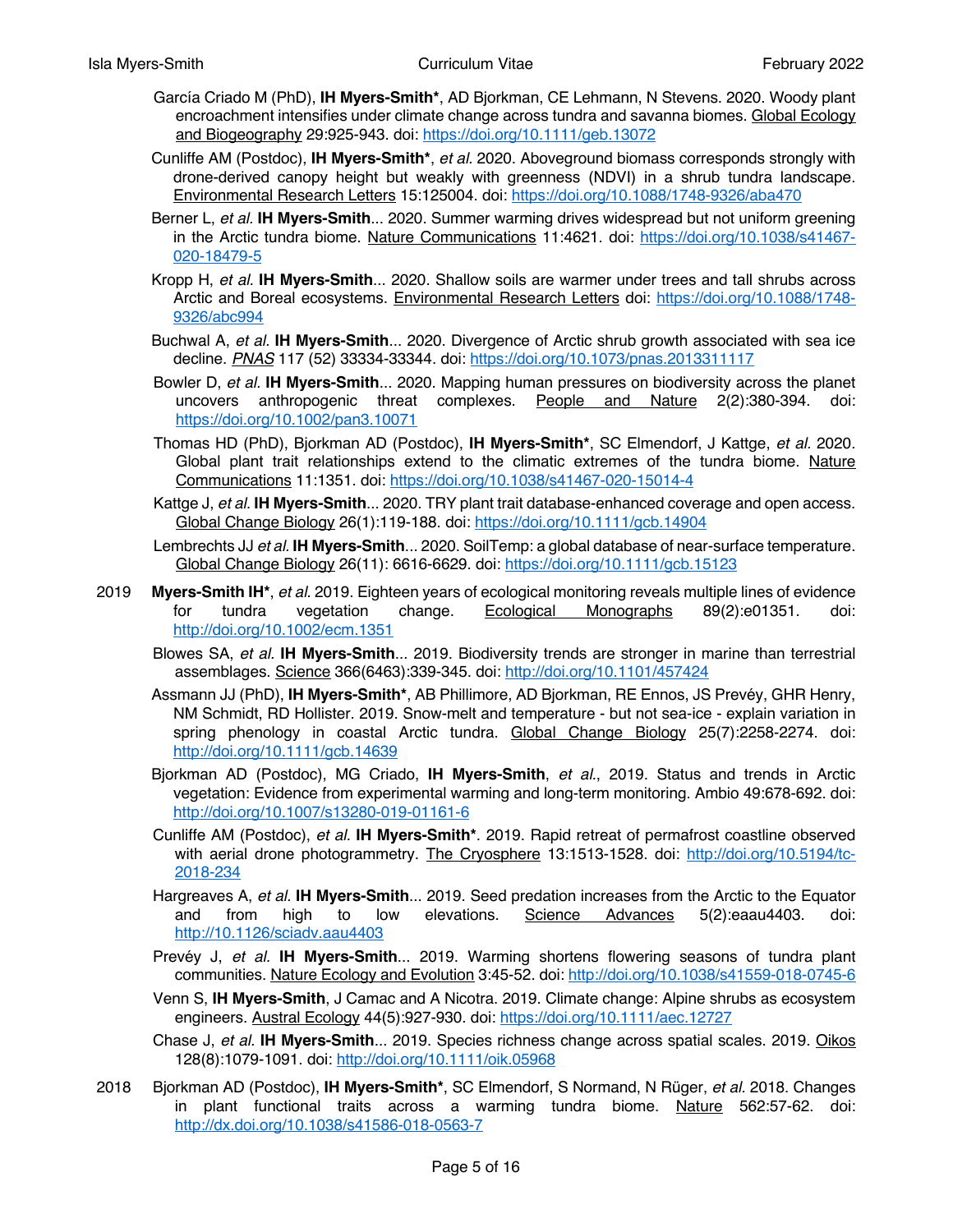García Criado M (PhD), **IH Myers-Smith***, AD Bjorkman, CE Lehmann, N Stevens. 2020. Woody plant encroachment intensifies under climate change across tundra and savanna biomes. Global Ecology and Biogeography 29:925-943. doi: https://doi.org/10.1111/geb.13072

Cunliffe AM (Postdoc), **IH Myers-Smith***, *et al.* 2020. Aboveground biomass corresponds strongly with drone-derived canopy height but weakly with greenness (NDVI) in a shrub tundra landscape. Environmental Research Letters 15:125004. doi: https://doi.org/10.1088/1748-9326/aba470

Berner L, *et al.* **IH Myers-Smith**... 2020. Summer warming drives widespread but not uniform greening in the Arctic tundra biome. Nature Communications 11:4621. doi: https://doi.org/10.1038/s41467-020-18479-5

Kropp H, *et al.* **IH Myers-Smith**... 2020. Shallow soils are warmer under trees and tall shrubs across Arctic and Boreal ecosystems. Environmental Research Letters doi: https://doi.org/10.1088/1748-9326/abc994

Buchwal A, *et al.* **IH Myers-Smith**... 2020. Divergence of Arctic shrub growth associated with sea ice decline. *PNAS* 117 (52) 33334-33344. doi: https://doi.org/10.1073/pnas.2013311117

Bowler D, *et al.* **IH Myers-Smith**... 2020. Mapping human pressures on biodiversity across the planet uncovers anthropogenic threat complexes. People and Nature 2(2):380-394. doi: https://doi.org/10.1002/pan3.10071

Thomas HD (PhD), Bjorkman AD (Postdoc), **IH Myers-Smith***, SC Elmendorf, J Kattge, *et al.* 2020. Global plant trait relationships extend to the climatic extremes of the tundra biome. Nature Communications 11:1351. doi: https://doi.org/10.1038/s41467-020-15014-4

Kattge J, *et al.* **IH Myers-Smith**... 2020. TRY plant trait database-enhanced coverage and open access. Global Change Biology 26(1):119-188. doi: https://doi.org/10.1111/gcb.14904

Lembrechts JJ *et al.* **IH Myers-Smith**... 2020. SoilTemp: a global database of near-surface temperature. Global Change Biology 26(11): 6616-6629. doi: https://doi.org/10.1111/gcb.15123

2019 **Myers-Smith IH***, *et al.* 2019. Eighteen years of ecological monitoring reveals multiple lines of evidence for tundra vegetation change. Ecological Monographs 89(2):e01351. doi: http://doi.org/10.1002/ecm.1351

Blowes SA, *et al.* **IH Myers-Smith**... 2019. Biodiversity trends are stronger in marine than terrestrial assemblages. Science 366(6463):339-345. doi: http://doi.org/10.1101/457424

Assmann JJ (PhD), **IH Myers-Smith***, AB Phillimore, AD Bjorkman, RE Ennos, JS Prevéy, GHR Henry, NM Schmidt, RD Hollister. 2019. Snow-melt and temperature - but not sea-ice - explain variation in spring phenology in coastal Arctic tundra. Global Change Biology 25(7):2258-2274. doi: http://doi.org/10.1111/gcb.14639

Bjorkman AD (Postdoc), MG Criado, **IH Myers-Smith**, *et al.*, 2019. Status and trends in Arctic vegetation: Evidence from experimental warming and long-term monitoring. Ambio 49:678-692. doi: http://doi.org/10.1007/s13280-019-01161-6

Cunliffe AM (Postdoc), *et al.* **IH Myers-Smith***. 2019. Rapid retreat of permafrost coastline observed with aerial drone photogrammetry. The Cryosphere 13:1513-1528. doi: http://doi.org/10.5194/tc-2018-234

Hargreaves A, *et al.* **IH Myers-Smith**... 2019. Seed predation increases from the Arctic to the Equator and from high to low elevations. Science Advances 5(2):eaau4403. doi: http://10.1126/sciadv.aau4403

Prevéy J, *et al.* **IH Myers-Smith**... 2019. Warming shortens flowering seasons of tundra plant communities. Nature Ecology and Evolution 3:45-52. doi: http://doi.org/10.1038/s41559-018-0745-6

Venn S, **IH Myers-Smith**, J Camac and A Nicotra. 2019. Climate change: Alpine shrubs as ecosystem engineers. Austral Ecology 44(5):927-930. doi: https://doi.org/10.1111/aec.12727

Chase J, *et al.* **IH Myers-Smith**... 2019. Species richness change across spatial scales. 2019. Oikos 128(8):1079-1091. doi: http://doi.org/10.1111/oik.05968

2018 Bjorkman AD (Postdoc), **IH Myers-Smith***, SC Elmendorf, S Normand, N Rüger, *et al.* 2018. Changes in plant functional traits across a warming tundra biome. Nature 562:57-62. doi: http://dx.doi.org/10.1038/s41586-018-0563-7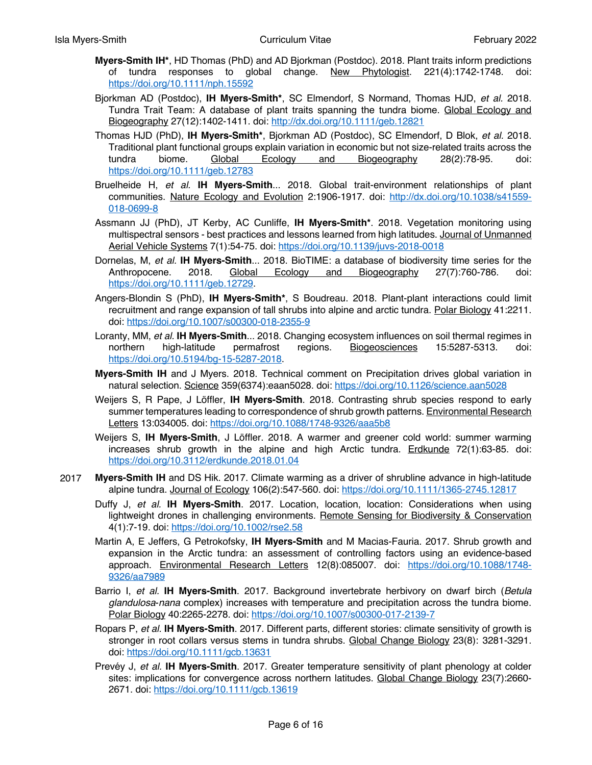**Myers-Smith IH***, HD Thomas (PhD) and AD Bjorkman (Postdoc). 2018. Plant traits inform predictions of tundra responses to global change. New Phytologist. 221(4):1742-1748. doi: https://doi.org/10.1111/nph.15592

Bjorkman AD (Postdoc), **IH Myers-Smith***, SC Elmendorf, S Normand, Thomas HJD, *et al.* 2018. Tundra Trait Team: A database of plant traits spanning the tundra biome. Global Ecology and Biogeography 27(12):1402-1411. doi: http://dx.doi.org/10.1111/geb.12821

Thomas HJD (PhD), **IH Myers-Smith***, Bjorkman AD (Postdoc), SC Elmendorf, D Blok, *et al.* 2018. Traditional plant functional groups explain variation in economic but not size-related traits across the tundra biome. Global Ecology and Biogeography 28(2):78-95. doi: https://doi.org/10.1111/geb.12783

Bruelheide H, *et al.* **IH Myers-Smith**... 2018. Global trait-environment relationships of plant communities. Nature Ecology and Evolution 2:1906-1917. doi: http://dx.doi.org/10.1038/s41559-018-0699-8

Assmann JJ (PhD), JT Kerby, AC Cunliffe, **IH Myers-Smith***. 2018. Vegetation monitoring using multispectral sensors - best practices and lessons learned from high latitudes. Journal of Unmanned Aerial Vehicle Systems 7(1):54-75. doi: https://doi.org/10.1139/juvs-2018-0018

Dornelas, M, *et al.* **IH Myers-Smith**... 2018. BioTIME: a database of biodiversity time series for the Anthropocene. 2018. Global Ecology and Biogeography 27(7):760-786. doi: https://doi.org/10.1111/geb.12729.

Angers-Blondin S (PhD), **IH Myers-Smith***, S Boudreau. 2018. Plant-plant interactions could limit recruitment and range expansion of tall shrubs into alpine and arctic tundra. Polar Biology 41:2211. doi: https://doi.org/10.1007/s00300-018-2355-9

Loranty, MM, *et al.* **IH Myers-Smith**... 2018. Changing ecosystem influences on soil thermal regimes in northern high-latitude permafrost regions. Biogeosciences 15:5287-5313. doi: https://doi.org/10.5194/bg-15-5287-2018.

**Myers-Smith IH** and J Myers. 2018. Technical comment on Precipitation drives global variation in natural selection. Science 359(6374):eaan5028. doi: https://doi.org/10.1126/science.aan5028

Weijers S, R Pape, J Löffler, **IH Myers-Smith**. 2018. Contrasting shrub species respond to early summer temperatures leading to correspondence of shrub growth patterns. Environmental Research Letters 13:034005. doi: https://doi.org/10.1088/1748-9326/aaa5b8

Weijers S, **IH Myers-Smith**, J Löffler. 2018. A warmer and greener cold world: summer warming increases shrub growth in the alpine and high Arctic tundra. Erdkunde 72(1):63-85. doi: https://doi.org/10.3112/erdkunde.2018.01.04

2017

**Myers-Smith IH** and DS Hik. 2017. Climate warming as a driver of shrubline advance in high-latitude alpine tundra. Journal of Ecology 106(2):547-560. doi: https://doi.org/10.1111/1365-2745.12817

Duffy J, *et al.* **IH Myers-Smith**. 2017. Location, location, location: Considerations when using lightweight drones in challenging environments. Remote Sensing for Biodiversity & Conservation 4(1):7-19. doi: https://doi.org/10.1002/rse2.58

Martin A, E Jeffers, G Petrokofsky, **IH Myers-Smith** and M Macias-Fauria. 2017. Shrub growth and expansion in the Arctic tundra: an assessment of controlling factors using an evidence-based approach. Environmental Research Letters 12(8):085007. doi: https://doi.org/10.1088/1748-9326/aa7989

Barrio I, *et al.* **IH Myers-Smith**. 2017. Background invertebrate herbivory on dwarf birch (*Betula glandulosa-nana* complex) increases with temperature and precipitation across the tundra biome. Polar Biology 40:2265-2278. doi: https://doi.org/10.1007/s00300-017-2139-7

Ropars P, *et al.* **IH Myers-Smith**. 2017. Different parts, different stories: climate sensitivity of growth is stronger in root collars versus stems in tundra shrubs. Global Change Biology 23(8): 3281-3291. doi: https://doi.org/10.1111/gcb.13631

Prevéy J, *et al.* **IH Myers-Smith**. 2017. Greater temperature sensitivity of plant phenology at colder sites: implications for convergence across northern latitudes. Global Change Biology 23(7):2660-2671. doi: https://doi.org/10.1111/gcb.13619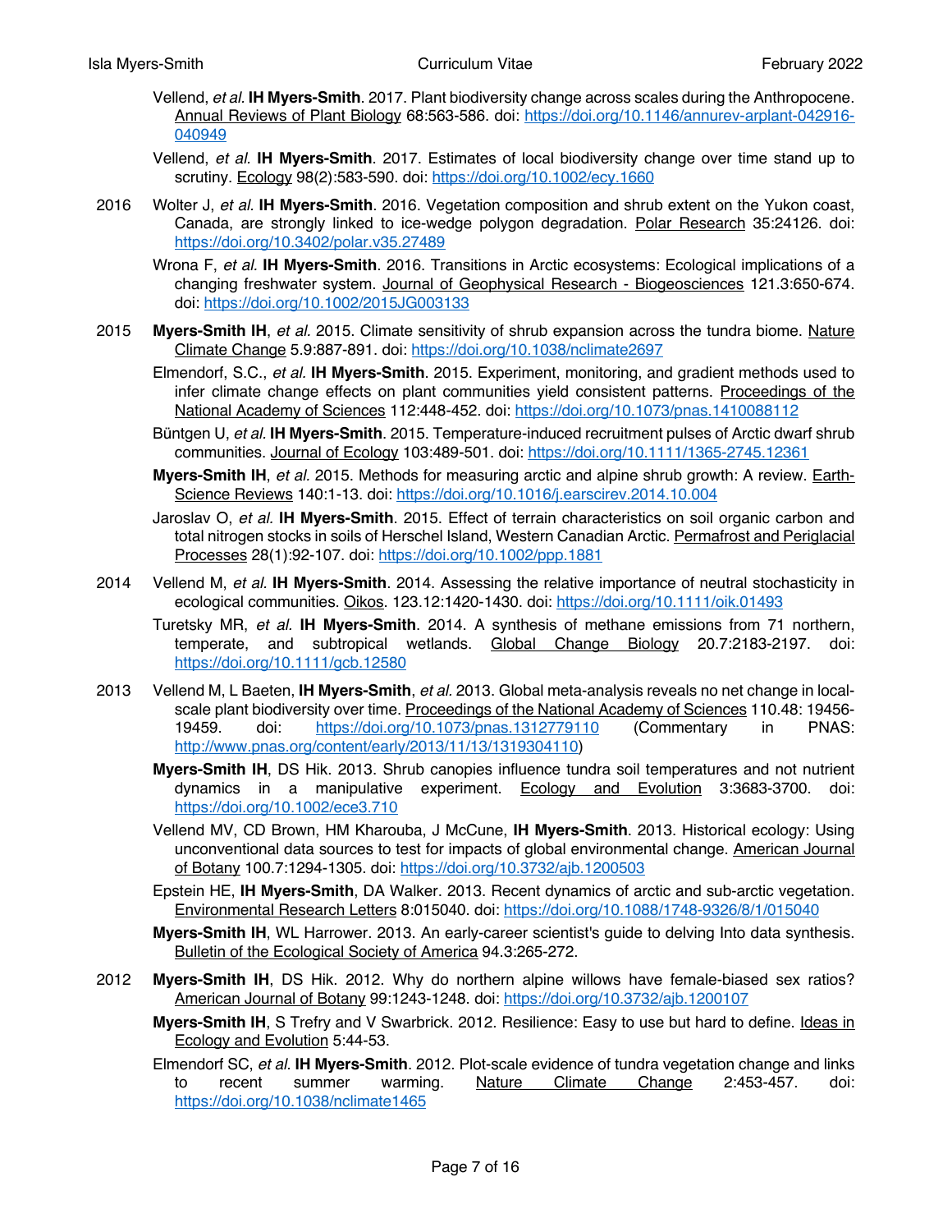Vellend, *et al.* **IH Myers-Smith**. 2017. Plant biodiversity change across scales during the Anthropocene. Annual Reviews of Plant Biology 68:563-586. doi: https://doi.org/10.1146/annurev-arplant-042916-040949

Vellend, *et al.* **IH Myers-Smith**. 2017. Estimates of local biodiversity change over time stand up to scrutiny. Ecology 98(2):583-590. doi: https://doi.org/10.1002/ecy.1660

2016 Wolter J, *et al.* **IH Myers-Smith**. 2016. Vegetation composition and shrub extent on the Yukon coast, Canada, are strongly linked to ice-wedge polygon degradation. Polar Research 35:24126. doi: https://doi.org/10.3402/polar.v35.27489

Wrona F, *et al.* **IH Myers-Smith**. 2016. Transitions in Arctic ecosystems: Ecological implications of a changing freshwater system. Journal of Geophysical Research - Biogeosciences 121.3:650-674. doi: https://doi.org/10.1002/2015JG003133

2015 **Myers-Smith IH**, *et al.* 2015. Climate sensitivity of shrub expansion across the tundra biome. Nature Climate Change 5.9:887-891. doi: https://doi.org/10.1038/nclimate2697

Elmendorf, S.C., *et al.* **IH Myers-Smith**. 2015. Experiment, monitoring, and gradient methods used to infer climate change effects on plant communities yield consistent patterns. Proceedings of the National Academy of Sciences 112:448-452. doi: https://doi.org/10.1073/pnas.1410088112

Büntgen U, *et al.* **IH Myers-Smith**. 2015. Temperature-induced recruitment pulses of Arctic dwarf shrub communities. Journal of Ecology 103:489-501. doi: https://doi.org/10.1111/1365-2745.12361

**Myers-Smith IH**, *et al.* 2015. Methods for measuring arctic and alpine shrub growth: A review. Earth-Science Reviews 140:1-13. doi: https://doi.org/10.1016/j.earscirev.2014.10.004

Jaroslav O, *et al.* **IH Myers-Smith**. 2015. Effect of terrain characteristics on soil organic carbon and total nitrogen stocks in soils of Herschel Island, Western Canadian Arctic. Permafrost and Periglacial Processes 28(1):92-107. doi: https://doi.org/10.1002/ppp.1881

2014 Vellend M, *et al.* **IH Myers-Smith**. 2014. Assessing the relative importance of neutral stochasticity in ecological communities. Oikos. 123.12:1420-1430. doi: https://doi.org/10.1111/oik.01493

Turetsky MR, *et al.* **IH Myers-Smith**. 2014. A synthesis of methane emissions from 71 northern, temperate, and subtropical wetlands. Global Change Biology 20.7:2183-2197. doi: https://doi.org/10.1111/gcb.12580

2013 Vellend M, L Baeten, **IH Myers-Smith**, *et al.* 2013. Global meta-analysis reveals no net change in local-scale plant biodiversity over time. Proceedings of the National Academy of Sciences 110.48: 19456-19459. doi: https://doi.org/10.1073/pnas.1312779110 (Commentary in PNAS: http://www.pnas.org/content/early/2013/11/13/1319304110)

**Myers-Smith IH**, DS Hik. 2013. Shrub canopies influence tundra soil temperatures and not nutrient dynamics in a manipulative experiment. Ecology and Evolution 3:3683-3700. doi: https://doi.org/10.1002/ece3.710

Vellend MV, CD Brown, HM Kharouba, J McCune, **IH Myers-Smith**. 2013. Historical ecology: Using unconventional data sources to test for impacts of global environmental change. American Journal of Botany 100.7:1294-1305. doi: https://doi.org/10.3732/ajb.1200503

Epstein HE, **IH Myers-Smith**, DA Walker. 2013. Recent dynamics of arctic and sub-arctic vegetation. Environmental Research Letters 8:015040. doi: https://doi.org/10.1088/1748-9326/8/1/015040

**Myers-Smith IH**, WL Harrower. 2013. An early-career scientist's guide to delving Into data synthesis. Bulletin of the Ecological Society of America 94.3:265-272.

2012 **Myers-Smith IH**, DS Hik. 2012. Why do northern alpine willows have female-biased sex ratios? American Journal of Botany 99:1243-1248. doi: https://doi.org/10.3732/ajb.1200107

**Myers-Smith IH**, S Trefry and V Swarbrick. 2012. Resilience: Easy to use but hard to define. Ideas in Ecology and Evolution 5:44-53.

Elmendorf SC, *et al.* **IH Myers-Smith**. 2012. Plot-scale evidence of tundra vegetation change and links to recent summer warming. Nature Climate Change 2:453-457. doi: https://doi.org/10.1038/nclimate1465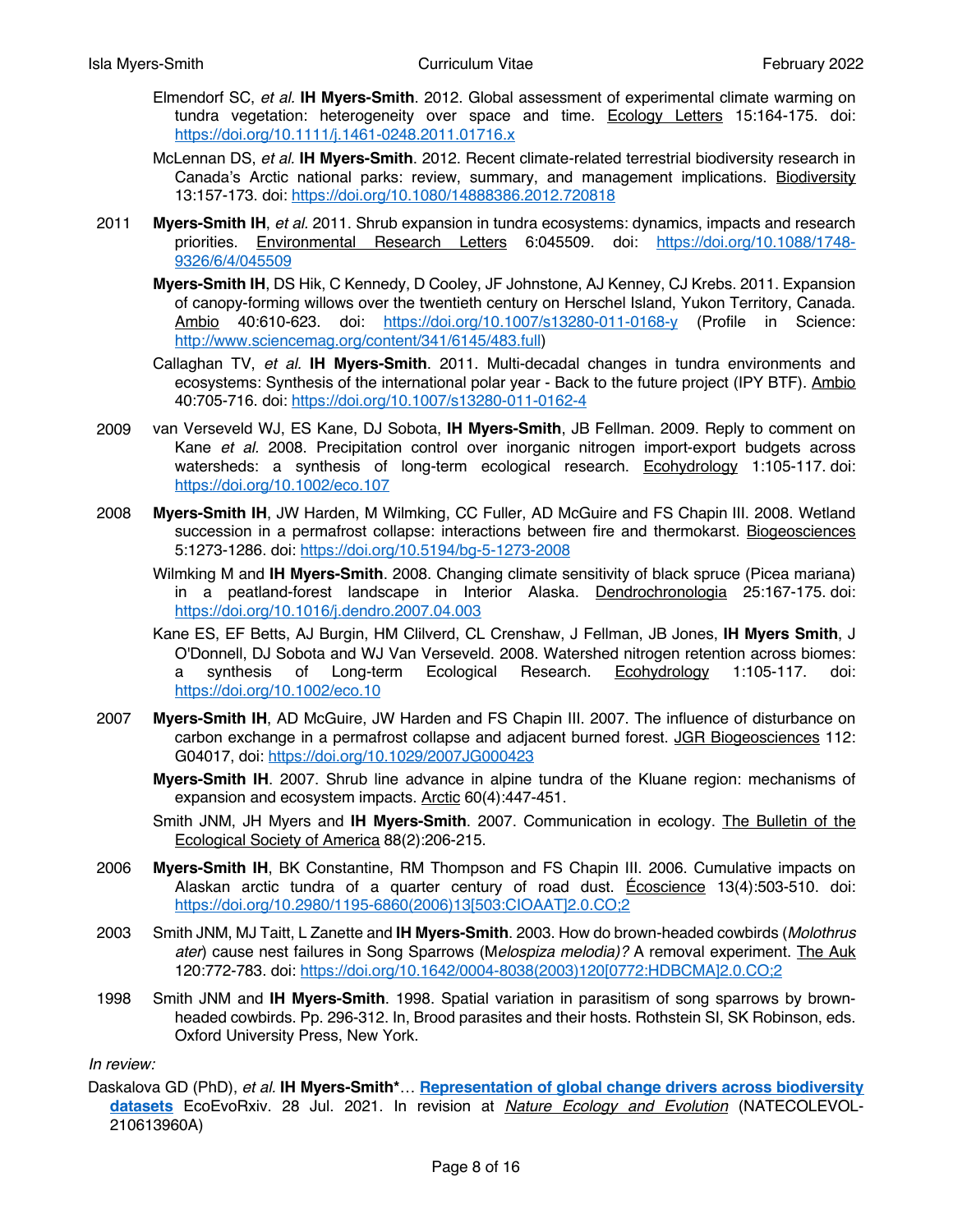Elmendorf SC, *et al.* **IH Myers-Smith**. 2012. Global assessment of experimental climate warming on tundra vegetation: heterogeneity over space and time. Ecology Letters 15:164-175. doi: https://doi.org/10.1111/j.1461-0248.2011.01716.x

McLennan DS, *et al.* **IH Myers-Smith**. 2012. Recent climate-related terrestrial biodiversity research in Canada's Arctic national parks: review, summary, and management implications. Biodiversity 13:157-173. doi: https://doi.org/10.1080/14888386.2012.720818

2011 **Myers-Smith IH**, *et al.* 2011. Shrub expansion in tundra ecosystems: dynamics, impacts and research priorities. Environmental Research Letters 6:045509. doi: https://doi.org/10.1088/1748-9326/6/4/045509

**Myers-Smith IH**, DS Hik, C Kennedy, D Cooley, JF Johnstone, AJ Kenney, CJ Krebs. 2011. Expansion of canopy-forming willows over the twentieth century on Herschel Island, Yukon Territory, Canada. Ambio 40:610-623. doi: https://doi.org/10.1007/s13280-011-0168-y (Profile in Science: http://www.sciencemag.org/content/341/6145/483.full)

Callaghan TV, *et al.* **IH Myers-Smith**. 2011. Multi-decadal changes in tundra environments and ecosystems: Synthesis of the international polar year - Back to the future project (IPY BTF). Ambio 40:705-716. doi: https://doi.org/10.1007/s13280-011-0162-4

2009 van Verseveld WJ, ES Kane, DJ Sobota, **IH Myers-Smith**, JB Fellman. 2009. Reply to comment on Kane *et al.* 2008. Precipitation control over inorganic nitrogen import-export budgets across watersheds: a synthesis of long-term ecological research. Ecohydrology 1:105-117. doi: https://doi.org/10.1002/eco.107

2008 **Myers-Smith IH**, JW Harden, M Wilmking, CC Fuller, AD McGuire and FS Chapin III. 2008. Wetland succession in a permafrost collapse: interactions between fire and thermokarst. Biogeosciences 5:1273-1286. doi: https://doi.org/10.5194/bg-5-1273-2008

Wilmking M and **IH Myers-Smith**. 2008. Changing climate sensitivity of black spruce (Picea mariana) in a peatland-forest landscape in Interior Alaska. Dendrochronologia 25:167-175. doi: https://doi.org/10.1016/j.dendro.2007.04.003

Kane ES, EF Betts, AJ Burgin, HM Clilverd, CL Crenshaw, J Fellman, JB Jones, **IH Myers Smith**, J O'Donnell, DJ Sobota and WJ Van Verseveld. 2008. Watershed nitrogen retention across biomes: a synthesis of Long-term Ecological Research. Ecohydrology 1:105-117. doi: https://doi.org/10.1002/eco.10

2007 **Myers-Smith IH**, AD McGuire, JW Harden and FS Chapin III. 2007. The influence of disturbance on carbon exchange in a permafrost collapse and adjacent burned forest. JGR Biogeosciences 112: G04017, doi: https://doi.org/10.1029/2007JG000423

**Myers-Smith IH**. 2007. Shrub line advance in alpine tundra of the Kluane region: mechanisms of expansion and ecosystem impacts. Arctic 60(4):447-451.

Smith JNM, JH Myers and **IH Myers-Smith**. 2007. Communication in ecology. The Bulletin of the Ecological Society of America 88(2):206-215.

2006 **Myers-Smith IH**, BK Constantine, RM Thompson and FS Chapin III. 2006. Cumulative impacts on Alaskan arctic tundra of a quarter century of road dust. Écoscience 13(4):503-510. doi: https://doi.org/10.2980/1195-6860(2006)13[503:CIOAAT]2.0.CO;2

2003 Smith JNM, MJ Taitt, L Zanette and **IH Myers-Smith**. 2003. How do brown-headed cowbirds (*Molothrus ater*) cause nest failures in Song Sparrows (M*elospiza melodia)?* A removal experiment. The Auk 120:772-783. doi: https://doi.org/10.1642/0004-8038(2003)120[0772:HDBCMA]2.0.CO;2

1998 Smith JNM and **IH Myers-Smith**. 1998. Spatial variation in parasitism of song sparrows by brown-headed cowbirds. Pp. 296-312. In, Brood parasites and their hosts. Rothstein SI, SK Robinson, eds. Oxford University Press, New York.

*In review:*

Daskalova GD (PhD), *et al.* **IH Myers-Smith***… **Representation of global change drivers across biodiversity datasets** EcoEvoRxiv. 28 Jul. 2021. In revision at *Nature Ecology and Evolution* (NATECOLEVOL-210613960A)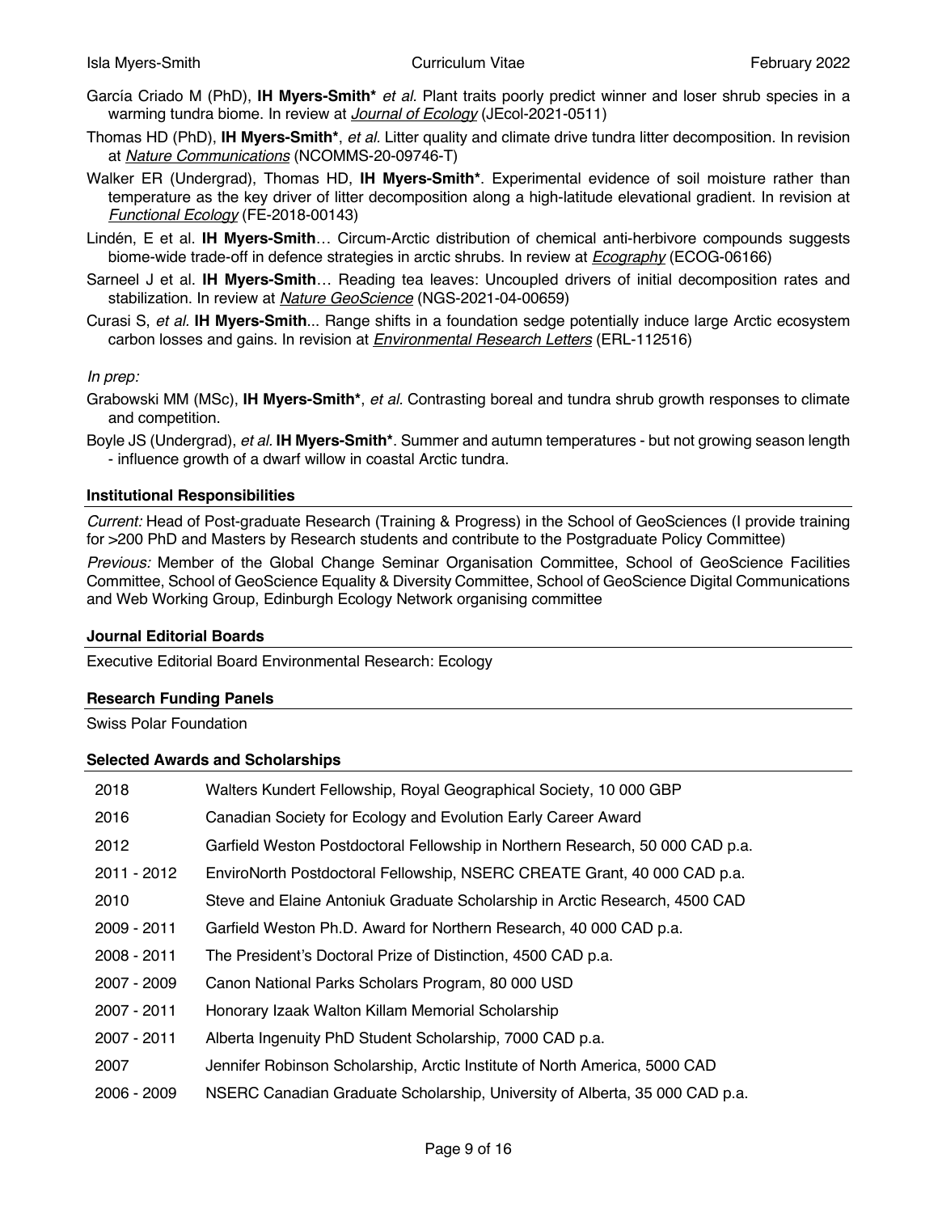García Criado M (PhD), **IH Myers-Smith*** *et al.* Plant traits poorly predict winner and loser shrub species in a warming tundra biome. In review at *Journal of Ecology* (JEcol-2021-0511)

Thomas HD (PhD), **IH Myers-Smith***, *et al.* Litter quality and climate drive tundra litter decomposition. In revision at *Nature Communications* (NCOMMS-20-09746-T)

Walker ER (Undergrad), Thomas HD, **IH Myers-Smith***. Experimental evidence of soil moisture rather than temperature as the key driver of litter decomposition along a high-latitude elevational gradient. In revision at *Functional Ecology* (FE-2018-00143)

Lindén, E et al. **IH Myers-Smith**… Circum-Arctic distribution of chemical anti-herbivore compounds suggests biome-wide trade-off in defence strategies in arctic shrubs. In review at *Ecography* (ECOG-06166)

Sarneel J et al. **IH Myers-Smith**… Reading tea leaves: Uncoupled drivers of initial decomposition rates and stabilization. In review at *Nature GeoScience* (NGS-2021-04-00659)

Curasi S, *et al.* **IH Myers-Smith**... Range shifts in a foundation sedge potentially induce large Arctic ecosystem carbon losses and gains. In revision at *Environmental Research Letters* (ERL-112516)

*In prep:*

Grabowski MM (MSc), **IH Myers-Smith***, *et al.* Contrasting boreal and tundra shrub growth responses to climate and competition.

Boyle JS (Undergrad), *et al.* **IH Myers-Smith***. Summer and autumn temperatures - but not growing season length - influence growth of a dwarf willow in coastal Arctic tundra.

### Institutional Responsibilities

*Current:* Head of Post-graduate Research (Training & Progress) in the School of GeoSciences (I provide training for >200 PhD and Masters by Research students and contribute to the Postgraduate Policy Committee)

*Previous:* Member of the Global Change Seminar Organisation Committee, School of GeoScience Facilities Committee, School of GeoScience Equality & Diversity Committee, School of GeoScience Digital Communications and Web Working Group, Edinburgh Ecology Network organising committee

### Journal Editorial Boards

Executive Editorial Board Environmental Research: Ecology

### Research Funding Panels

Swiss Polar Foundation

### Selected Awards and Scholarships

| | |
|---|---|
| 2018 | Walters Kundert Fellowship, Royal Geographical Society, 10 000 GBP |
| 2016 | Canadian Society for Ecology and Evolution Early Career Award |
| 2012 | Garfield Weston Postdoctoral Fellowship in Northern Research, 50 000 CAD p.a. |
| 2011 - 2012 | EnviroNorth Postdoctoral Fellowship, NSERC CREATE Grant, 40 000 CAD p.a. |
| 2010 | Steve and Elaine Antoniuk Graduate Scholarship in Arctic Research, 4500 CAD |
| 2009 - 2011 | Garfield Weston Ph.D. Award for Northern Research, 40 000 CAD p.a. |
| 2008 - 2011 | The President's Doctoral Prize of Distinction, 4500 CAD p.a. |
| 2007 - 2009 | Canon National Parks Scholars Program, 80 000 USD |
| 2007 - 2011 | Honorary Izaak Walton Killam Memorial Scholarship |
| 2007 - 2011 | Alberta Ingenuity PhD Student Scholarship, 7000 CAD p.a. |
| 2007 | Jennifer Robinson Scholarship, Arctic Institute of North America, 5000 CAD |
| 2006 - 2009 | NSERC Canadian Graduate Scholarship, University of Alberta, 35 000 CAD p.a. |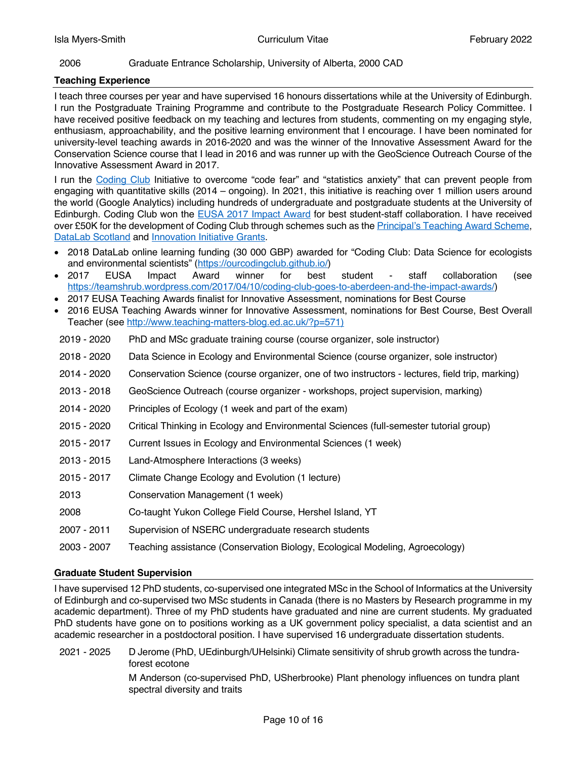| | |
|---|---|
| 2006 | Graduate Entrance Scholarship, University of Alberta, 2000 CAD |

**Teaching Experience**

I teach three courses per year and have supervised 16 honours dissertations while at the University of Edinburgh. I run the Postgraduate Training Programme and contribute to the Postgraduate Research Policy Committee. I have received positive feedback on my teaching and lectures from students, commenting on my engaging style, enthusiasm, approachability, and the positive learning environment that I encourage. I have been nominated for university-level teaching awards in 2016-2020 and was the winner of the Innovative Assessment Award for the Conservation Science course that I lead in 2016 and was runner up with the GeoScience Outreach Course of the Innovative Assessment Award in 2017.

I run the Coding Club Initiative to overcome "code fear" and "statistics anxiety" that can prevent people from engaging with quantitative skills (2014 – ongoing). In 2021, this initiative is reaching over 1 million users around the world (Google Analytics) including hundreds of undergraduate and postgraduate students at the University of Edinburgh. Coding Club won the EUSA 2017 Impact Award for best student-staff collaboration. I have received over £50K for the development of Coding Club through schemes such as the Principal's Teaching Award Scheme, DataLab Scotland and Innovation Initiative Grants.

- 2018 DataLab online learning funding (30 000 GBP) awarded for "Coding Club: Data Science for ecologists and environmental scientists" (https://ourcodingclub.github.io/)
- 2017 EUSA Impact Award winner for best student - staff collaboration (see https://teamshrub.wordpress.com/2017/04/10/coding-club-goes-to-aberdeen-and-the-impact-awards/)
- 2017 EUSA Teaching Awards finalist for Innovative Assessment, nominations for Best Course
- 2016 EUSA Teaching Awards winner for Innovative Assessment, nominations for Best Course, Best Overall Teacher (see http://www.teaching-matters-blog.ed.ac.uk/?p=571)

| | |
|---|---|
| 2019 - 2020 | PhD and MSc graduate training course (course organizer, sole instructor) |
| 2018 - 2020 | Data Science in Ecology and Environmental Science (course organizer, sole instructor) |
| 2014 - 2020 | Conservation Science (course organizer, one of two instructors - lectures, field trip, marking) |
| 2013 - 2018 | GeoScience Outreach (course organizer - workshops, project supervision, marking) |
| 2014 - 2020 | Principles of Ecology (1 week and part of the exam) |
| 2015 - 2020 | Critical Thinking in Ecology and Environmental Sciences (full-semester tutorial group) |
| 2015 - 2017 | Current Issues in Ecology and Environmental Sciences (1 week) |
| 2013 - 2015 | Land-Atmosphere Interactions (3 weeks) |
| 2015 - 2017 | Climate Change Ecology and Evolution (1 lecture) |
| 2013 | Conservation Management (1 week) |
| 2008 | Co-taught Yukon College Field Course, Hershel Island, YT |
| 2007 - 2011 | Supervision of NSERC undergraduate research students |
| 2003 - 2007 | Teaching assistance (Conservation Biology, Ecological Modeling, Agroecology) |

**Graduate Student Supervision**

I have supervised 12 PhD students, co-supervised one integrated MSc in the School of Informatics at the University of Edinburgh and co-supervised two MSc students in Canada (there is no Masters by Research programme in my academic department). Three of my PhD students have graduated and nine are current students. My graduated PhD students have gone on to positions working as a UK government policy specialist, a data scientist and an academic researcher in a postdoctoral position. I have supervised 16 undergraduate dissertation students.

| | |
|---|---|
| 2021 - 2025 | D Jerome (PhD, UEdinburgh/UHelsinki) Climate sensitivity of shrub growth across the tundra-forest ecotone |
| | M Anderson (co-supervised PhD, USherbrooke) Plant phenology influences on tundra plant spectral diversity and traits |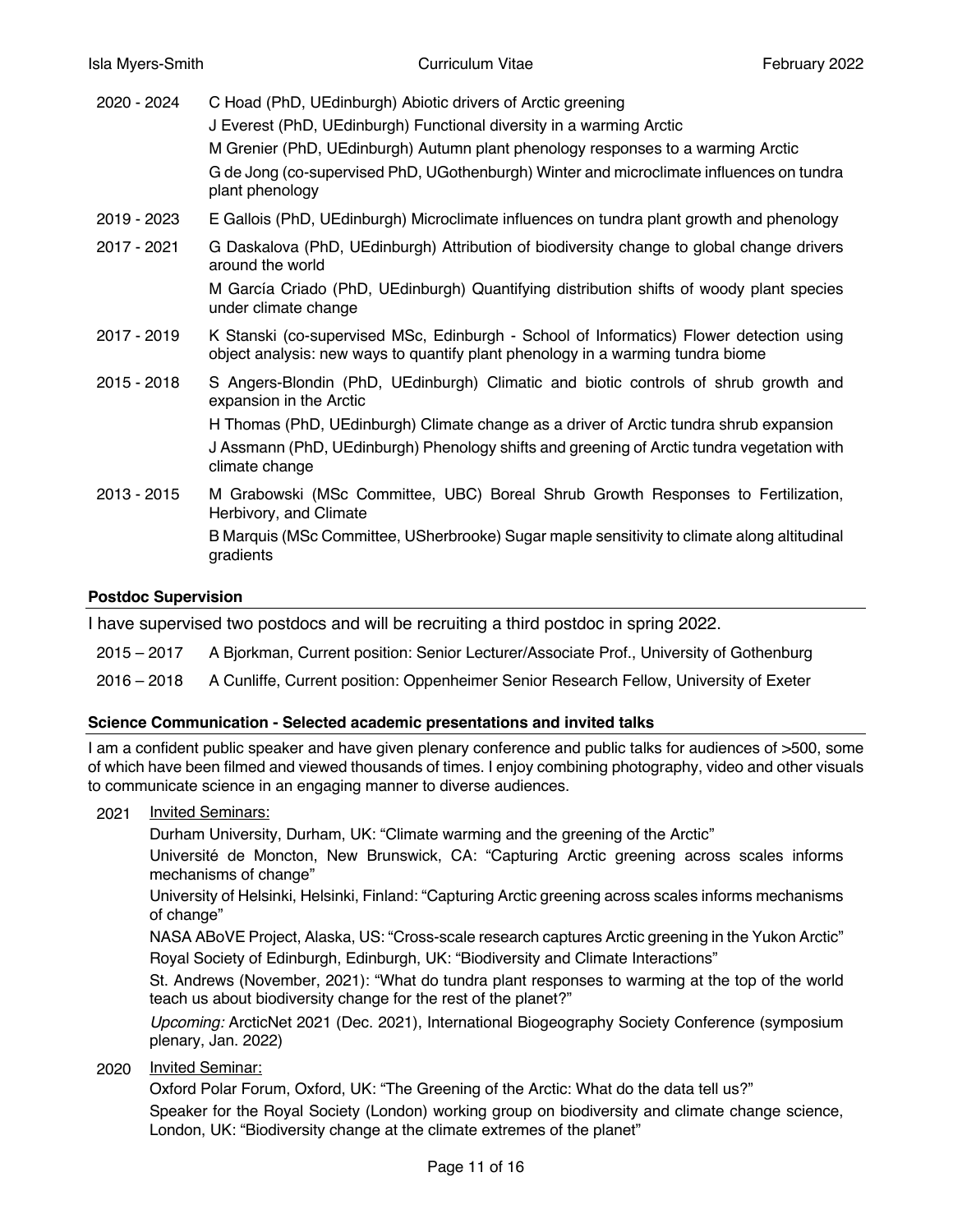2020 - 2024 C Hoad (PhD, UEdinburgh) Abiotic drivers of Arctic greening

J Everest (PhD, UEdinburgh) Functional diversity in a warming Arctic

M Grenier (PhD, UEdinburgh) Autumn plant phenology responses to a warming Arctic

G de Jong (co-supervised PhD, UGothenburgh) Winter and microclimate influences on tundra plant phenology

2019 - 2023 E Gallois (PhD, UEdinburgh) Microclimate influences on tundra plant growth and phenology

2017 - 2021 G Daskalova (PhD, UEdinburgh) Attribution of biodiversity change to global change drivers around the world

M García Criado (PhD, UEdinburgh) Quantifying distribution shifts of woody plant species under climate change

2017 - 2019 K Stanski (co-supervised MSc, Edinburgh - School of Informatics) Flower detection using object analysis: new ways to quantify plant phenology in a warming tundra biome

2015 - 2018 S Angers-Blondin (PhD, UEdinburgh) Climatic and biotic controls of shrub growth and expansion in the Arctic

H Thomas (PhD, UEdinburgh) Climate change as a driver of Arctic tundra shrub expansion

J Assmann (PhD, UEdinburgh) Phenology shifts and greening of Arctic tundra vegetation with climate change

2013 - 2015 M Grabowski (MSc Committee, UBC) Boreal Shrub Growth Responses to Fertilization, Herbivory, and Climate

B Marquis (MSc Committee, USherbrooke) Sugar maple sensitivity to climate along altitudinal gradients

## Postdoc Supervision

I have supervised two postdocs and will be recruiting a third postdoc in spring 2022.

2015 – 2017 A Bjorkman, Current position: Senior Lecturer/Associate Prof., University of Gothenburg

2016 – 2018 A Cunliffe, Current position: Oppenheimer Senior Research Fellow, University of Exeter

## Science Communication - Selected academic presentations and invited talks

I am a confident public speaker and have given plenary conference and public talks for audiences of >500, some of which have been filmed and viewed thousands of times. I enjoy combining photography, video and other visuals to communicate science in an engaging manner to diverse audiences.

2021 Invited Seminars:

Durham University, Durham, UK: “Climate warming and the greening of the Arctic”

Université de Moncton, New Brunswick, CA: “Capturing Arctic greening across scales informs mechanisms of change”

University of Helsinki, Helsinki, Finland: “Capturing Arctic greening across scales informs mechanisms of change”

NASA ABoVE Project, Alaska, US: “Cross-scale research captures Arctic greening in the Yukon Arctic”

Royal Society of Edinburgh, Edinburgh, UK: “Biodiversity and Climate Interactions”

St. Andrews (November, 2021): “What do tundra plant responses to warming at the top of the world teach us about biodiversity change for the rest of the planet?”

*Upcoming:* ArcticNet 2021 (Dec. 2021), International Biogeography Society Conference (symposium plenary, Jan. 2022)

2020 Invited Seminar:

Oxford Polar Forum, Oxford, UK: “The Greening of the Arctic: What do the data tell us?”

Speaker for the Royal Society (London) working group on biodiversity and climate change science, London, UK: “Biodiversity change at the climate extremes of the planet”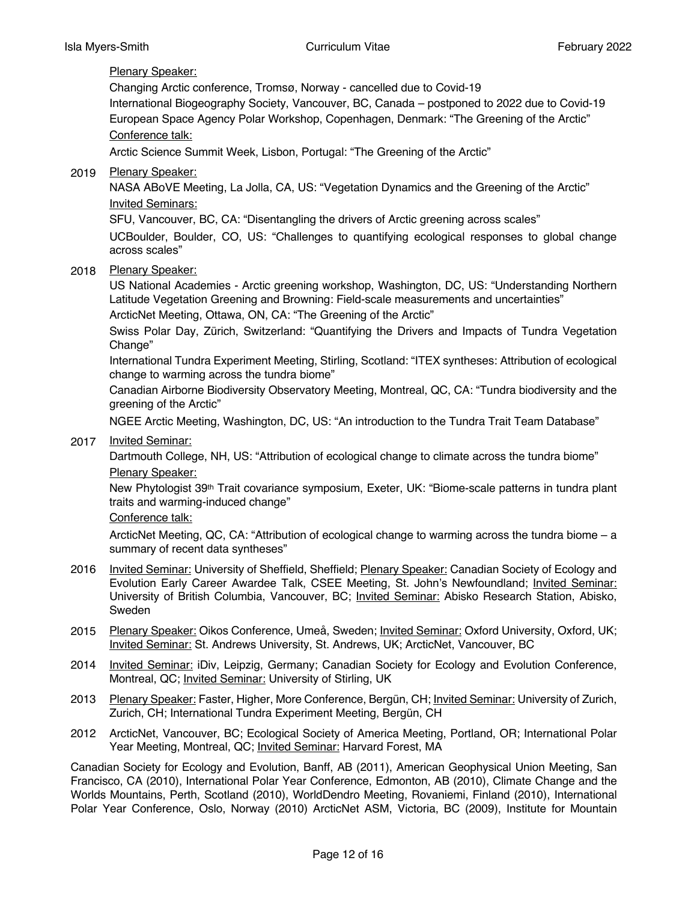<u>Plenary Speaker:</u>

Changing Arctic conference, Tromsø, Norway - cancelled due to Covid-19

International Biogeography Society, Vancouver, BC, Canada – postponed to 2022 due to Covid-19

European Space Agency Polar Workshop, Copenhagen, Denmark: "The Greening of the Arctic"

<u>Conference talk:</u>

Arctic Science Summit Week, Lisbon, Portugal: "The Greening of the Arctic"

**2019** <u>Plenary Speaker:</u>

NASA ABoVE Meeting, La Jolla, CA, US: "Vegetation Dynamics and the Greening of the Arctic"

<u>Invited Seminars:</u>

SFU, Vancouver, BC, CA: "Disentangling the drivers of Arctic greening across scales"

UCBoulder, Boulder, CO, US: "Challenges to quantifying ecological responses to global change across scales"

**2018** <u>Plenary Speaker:</u>

US National Academies - Arctic greening workshop, Washington, DC, US: "Understanding Northern Latitude Vegetation Greening and Browning: Field-scale measurements and uncertainties"

ArcticNet Meeting, Ottawa, ON, CA: "The Greening of the Arctic"

Swiss Polar Day, Zürich, Switzerland: "Quantifying the Drivers and Impacts of Tundra Vegetation Change"

International Tundra Experiment Meeting, Stirling, Scotland: "ITEX syntheses: Attribution of ecological change to warming across the tundra biome"

Canadian Airborne Biodiversity Observatory Meeting, Montreal, QC, CA: "Tundra biodiversity and the greening of the Arctic"

NGEE Arctic Meeting, Washington, DC, US: "An introduction to the Tundra Trait Team Database"

**2017** <u>Invited Seminar:</u>

Dartmouth College, NH, US: "Attribution of ecological change to climate across the tundra biome"

<u>Plenary Speaker:</u>

New Phytologist 39th Trait covariance symposium, Exeter, UK: "Biome-scale patterns in tundra plant traits and warming-induced change"

<u>Conference talk:</u>

ArcticNet Meeting, QC, CA: "Attribution of ecological change to warming across the tundra biome – a summary of recent data syntheses"

**2016** <u>Invited Seminar:</u> University of Sheffield, Sheffield; <u>Plenary Speaker:</u> Canadian Society of Ecology and Evolution Early Career Awardee Talk, CSEE Meeting, St. John's Newfoundland; <u>Invited Seminar:</u> University of British Columbia, Vancouver, BC; <u>Invited Seminar:</u> Abisko Research Station, Abisko, Sweden

**2015** <u>Plenary Speaker:</u> Oikos Conference, Umeå, Sweden; <u>Invited Seminar:</u> Oxford University, Oxford, UK; <u>Invited Seminar:</u> St. Andrews University, St. Andrews, UK; ArcticNet, Vancouver, BC

**2014** <u>Invited Seminar:</u> iDiv, Leipzig, Germany; Canadian Society for Ecology and Evolution Conference, Montreal, QC; <u>Invited Seminar:</u> University of Stirling, UK

**2013** <u>Plenary Speaker:</u> Faster, Higher, More Conference, Bergün, CH; <u>Invited Seminar:</u> University of Zurich, Zurich, CH; International Tundra Experiment Meeting, Bergün, CH

**2012** ArcticNet, Vancouver, BC; Ecological Society of America Meeting, Portland, OR; International Polar Year Meeting, Montreal, QC; <u>Invited Seminar:</u> Harvard Forest, MA

Canadian Society for Ecology and Evolution, Banff, AB (2011), American Geophysical Union Meeting, San Francisco, CA (2010), International Polar Year Conference, Edmonton, AB (2010), Climate Change and the Worlds Mountains, Perth, Scotland (2010), WorldDendro Meeting, Rovaniemi, Finland (2010), International Polar Year Conference, Oslo, Norway (2010) ArcticNet ASM, Victoria, BC (2009), Institute for Mountain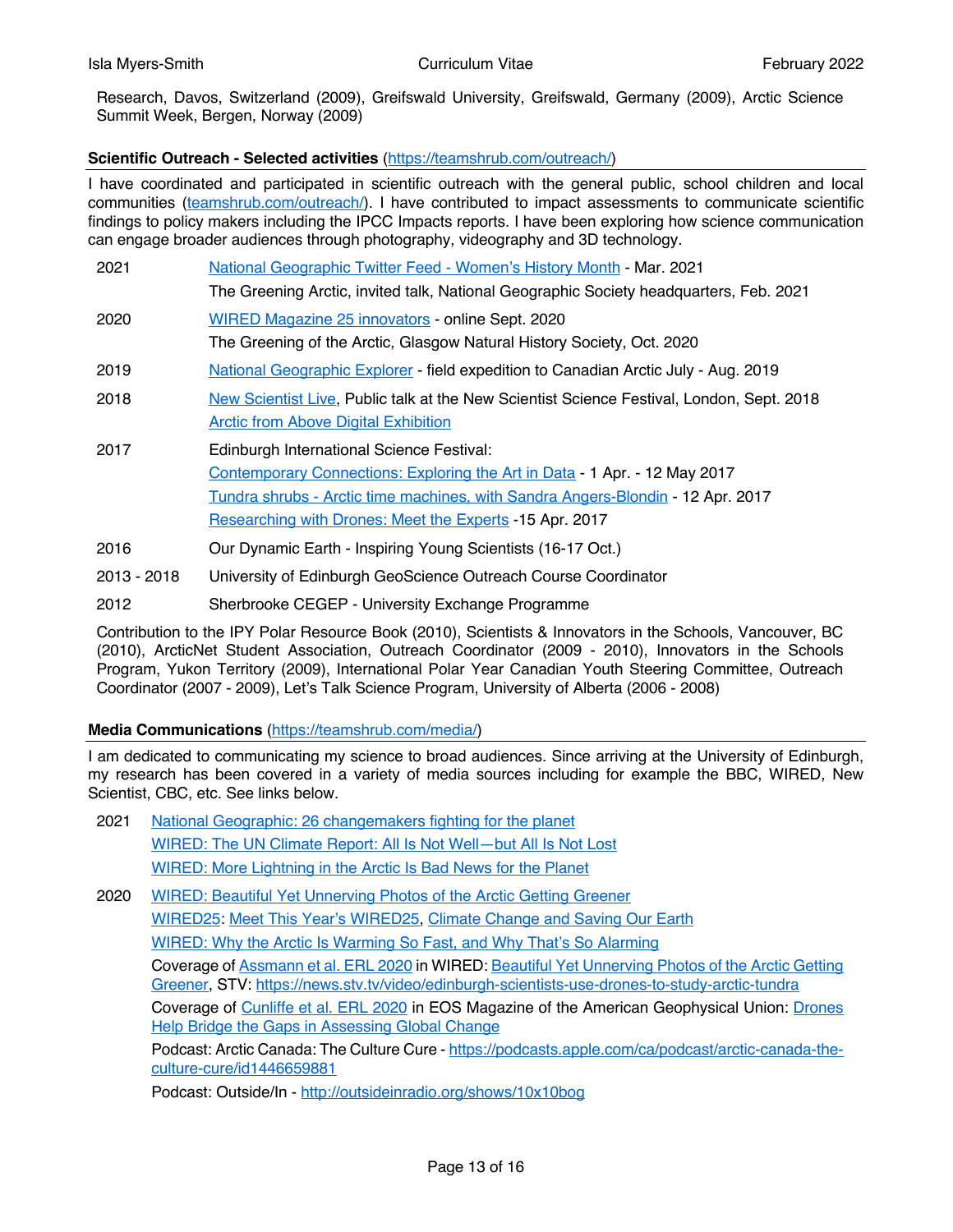Research, Davos, Switzerland (2009), Greifswald University, Greifswald, Germany (2009), Arctic Science Summit Week, Bergen, Norway (2009)

**Scientific Outreach - Selected activities** (https://teamshrub.com/outreach/)

I have coordinated and participated in scientific outreach with the general public, school children and local communities (teamshrub.com/outreach/). I have contributed to impact assessments to communicate scientific findings to policy makers including the IPCC Impacts reports. I have been exploring how science communication can engage broader audiences through photography, videography and 3D technology.

| | |
|---|---|
| 2021 | National Geographic Twitter Feed - Women's History Month - Mar. 2021 |
| | The Greening Arctic, invited talk, National Geographic Society headquarters, Feb. 2021 |
| 2020 | WIRED Magazine 25 innovators - online Sept. 2020 |
| | The Greening of the Arctic, Glasgow Natural History Society, Oct. 2020 |
| 2019 | National Geographic Explorer - field expedition to Canadian Arctic July - Aug. 2019 |
| 2018 | New Scientist Live, Public talk at the New Scientist Science Festival, London, Sept. 2018 |
| | Arctic from Above Digital Exhibition |
| 2017 | Edinburgh International Science Festival: |
| | Contemporary Connections: Exploring the Art in Data - 1 Apr. - 12 May 2017 |
| | Tundra shrubs - Arctic time machines, with Sandra Angers-Blondin - 12 Apr. 2017 |
| | Researching with Drones: Meet the Experts -15 Apr. 2017 |
| 2016 | Our Dynamic Earth - Inspiring Young Scientists (16-17 Oct.) |
| 2013 - 2018 | University of Edinburgh GeoScience Outreach Course Coordinator |
| 2012 | Sherbrooke CEGEP - University Exchange Programme |

Contribution to the IPY Polar Resource Book (2010), Scientists & Innovators in the Schools, Vancouver, BC (2010), ArcticNet Student Association, Outreach Coordinator (2009 - 2010), Innovators in the Schools Program, Yukon Territory (2009), International Polar Year Canadian Youth Steering Committee, Outreach Coordinator (2007 - 2009), Let's Talk Science Program, University of Alberta (2006 - 2008)

**Media Communications** (https://teamshrub.com/media/)

I am dedicated to communicating my science to broad audiences. Since arriving at the University of Edinburgh, my research has been covered in a variety of media sources including for example the BBC, WIRED, New Scientist, CBC, etc. See links below.

| | |
|---|---|
| 2021 | National Geographic: 26 changemakers fighting for the planet |
| | WIRED: The UN Climate Report: All Is Not Well—but All Is Not Lost |
| | WIRED: More Lightning in the Arctic Is Bad News for the Planet |
| 2020 | WIRED: Beautiful Yet Unnerving Photos of the Arctic Getting Greener |
| | WIRED25: Meet This Year's WIRED25, Climate Change and Saving Our Earth |
| | WIRED: Why the Arctic Is Warming So Fast, and Why That's So Alarming |
| | Coverage of Assmann et al. ERL 2020 in WIRED: Beautiful Yet Unnerving Photos of the Arctic Getting Greener, STV: https://news.stv.tv/video/edinburgh-scientists-use-drones-to-study-arctic-tundra |
| | Coverage of Cunliffe et al. ERL 2020 in EOS Magazine of the American Geophysical Union: Drones Help Bridge the Gaps in Assessing Global Change |
| | Podcast: Arctic Canada: The Culture Cure - https://podcasts.apple.com/ca/podcast/arctic-canada-the-culture-cure/id1446659881 |
| | Podcast: Outside/In - http://outsideinradio.org/shows/10x10bog |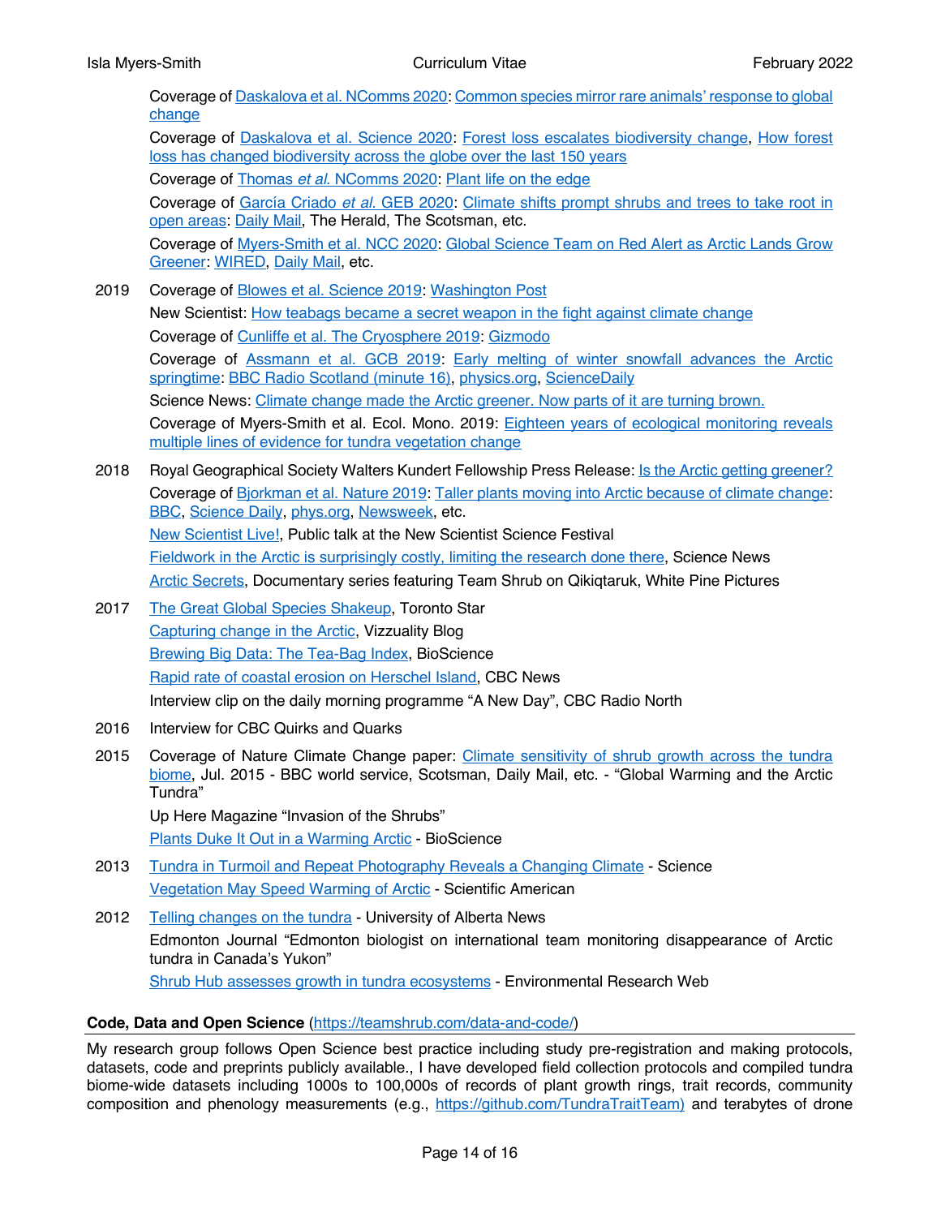Coverage of Daskalova et al. NComms 2020: Common species mirror rare animals' response to global change

Coverage of Daskalova et al. Science 2020: Forest loss escalates biodiversity change, How forest loss has changed biodiversity across the globe over the last 150 years

Coverage of Thomas *et al.* NComms 2020: Plant life on the edge

Coverage of García Criado *et al.* GEB 2020: Climate shifts prompt shrubs and trees to take root in open areas: Daily Mail, The Herald, The Scotsman, etc.

Coverage of Myers-Smith et al. NCC 2020: Global Science Team on Red Alert as Arctic Lands Grow Greener: WIRED, Daily Mail, etc.

2019 Coverage of Blowes et al. Science 2019: Washington Post

New Scientist: How teabags became a secret weapon in the fight against climate change

Coverage of Cunliffe et al. The Cryosphere 2019: Gizmodo

Coverage of Assmann et al. GCB 2019: Early melting of winter snowfall advances the Arctic springtime: BBC Radio Scotland (minute 16), physics.org, ScienceDaily

Science News: Climate change made the Arctic greener. Now parts of it are turning brown.

Coverage of Myers-Smith et al. Ecol. Mono. 2019: Eighteen years of ecological monitoring reveals multiple lines of evidence for tundra vegetation change

2018 Royal Geographical Society Walters Kundert Fellowship Press Release: Is the Arctic getting greener?

Coverage of Bjorkman et al. Nature 2019: Taller plants moving into Arctic because of climate change: BBC, Science Daily, phys.org, Newsweek, etc.

New Scientist Live!, Public talk at the New Scientist Science Festival

Fieldwork in the Arctic is surprisingly costly, limiting the research done there, Science News

Arctic Secrets, Documentary series featuring Team Shrub on Qikiqtaruk, White Pine Pictures

2017 The Great Global Species Shakeup, Toronto Star

Capturing change in the Arctic, Vizzuality Blog

Brewing Big Data: The Tea-Bag Index, BioScience

Rapid rate of coastal erosion on Herschel Island, CBC News

Interview clip on the daily morning programme "A New Day", CBC Radio North

2016 Interview for CBC Quirks and Quarks

2015 Coverage of Nature Climate Change paper: Climate sensitivity of shrub growth across the tundra biome, Jul. 2015 - BBC world service, Scotsman, Daily Mail, etc. - "Global Warming and the Arctic Tundra"

Up Here Magazine "Invasion of the Shrubs"

Plants Duke It Out in a Warming Arctic - BioScience

2013 Tundra in Turmoil and Repeat Photography Reveals a Changing Climate - Science

Vegetation May Speed Warming of Arctic - Scientific American

2012 Telling changes on the tundra - University of Alberta News

Edmonton Journal "Edmonton biologist on international team monitoring disappearance of Arctic tundra in Canada's Yukon"

Shrub Hub assesses growth in tundra ecosystems - Environmental Research Web

**Code, Data and Open Science** (https://teamshrub.com/data-and-code/)

My research group follows Open Science best practice including study pre-registration and making protocols, datasets, code and preprints publicly available., I have developed field collection protocols and compiled tundra biome-wide datasets including 1000s to 100,000s of records of plant growth rings, trait records, community composition and phenology measurements (e.g., https://github.com/TundraTraitTeam) and terabytes of drone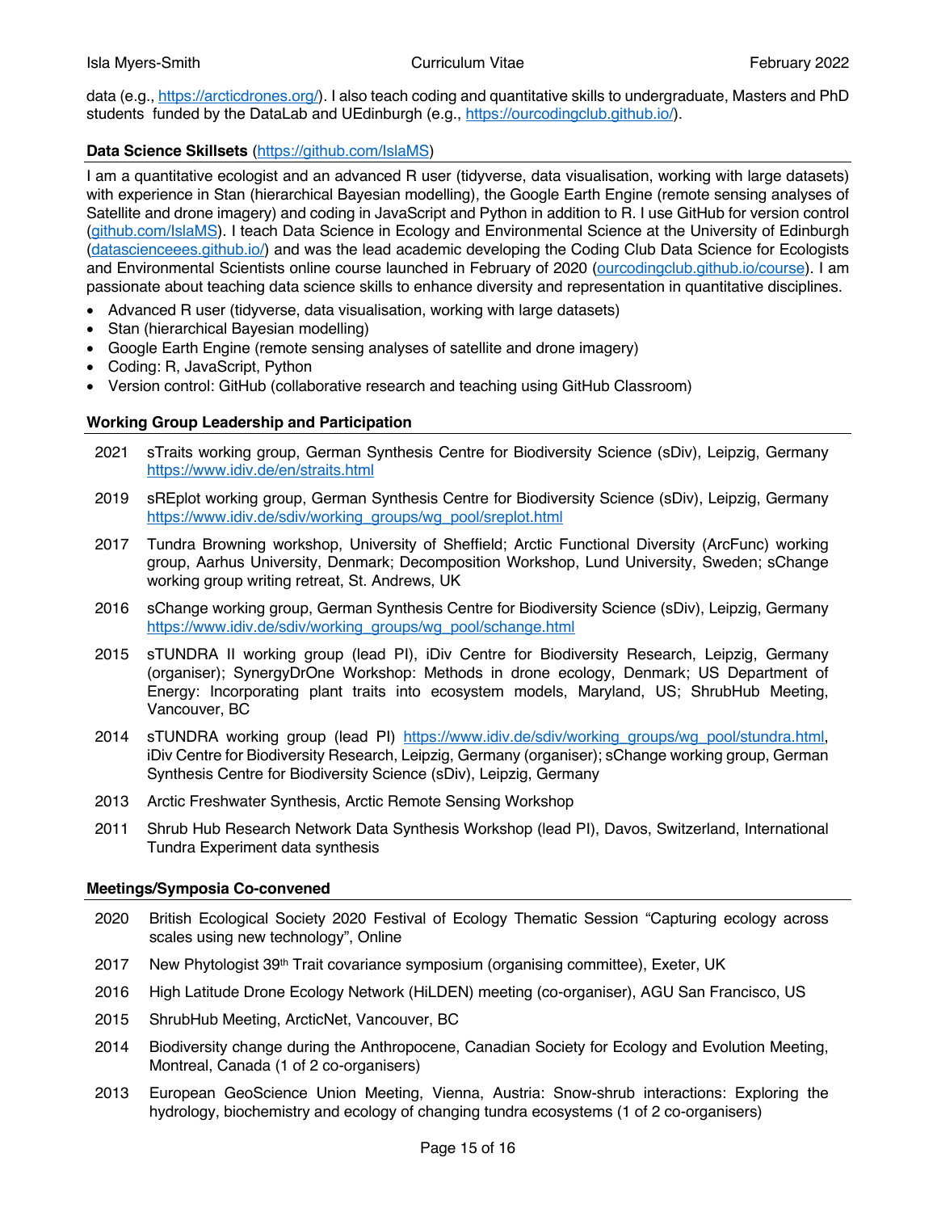data (e.g., https://arcticdrones.org/). I also teach coding and quantitative skills to undergraduate, Masters and PhD students funded by the DataLab and UEdinburgh (e.g., https://ourcodingclub.github.io/).

**Data Science Skillsets** (https://github.com/IslaMS)

I am a quantitative ecologist and an advanced R user (tidyverse, data visualisation, working with large datasets) with experience in Stan (hierarchical Bayesian modelling), the Google Earth Engine (remote sensing analyses of Satellite and drone imagery) and coding in JavaScript and Python in addition to R. I use GitHub for version control (github.com/IslaMS). I teach Data Science in Ecology and Environmental Science at the University of Edinburgh (datascienceees.github.io/) and was the lead academic developing the Coding Club Data Science for Ecologists and Environmental Scientists online course launched in February of 2020 (ourcodingclub.github.io/course). I am passionate about teaching data science skills to enhance diversity and representation in quantitative disciplines.

- Advanced R user (tidyverse, data visualisation, working with large datasets)
- Stan (hierarchical Bayesian modelling)
- Google Earth Engine (remote sensing analyses of satellite and drone imagery)
- Coding: R, JavaScript, Python
- Version control: GitHub (collaborative research and teaching using GitHub Classroom)

**Working Group Leadership and Participation**

2021 sTraits working group, German Synthesis Centre for Biodiversity Science (sDiv), Leipzig, Germany https://www.idiv.de/en/straits.html

2019 sREplot working group, German Synthesis Centre for Biodiversity Science (sDiv), Leipzig, Germany https://www.idiv.de/sdiv/working_groups/wg_pool/sreplot.html

2017 Tundra Browning workshop, University of Sheffield; Arctic Functional Diversity (ArcFunc) working group, Aarhus University, Denmark; Decomposition Workshop, Lund University, Sweden; sChange working group writing retreat, St. Andrews, UK

2016 sChange working group, German Synthesis Centre for Biodiversity Science (sDiv), Leipzig, Germany https://www.idiv.de/sdiv/working_groups/wg_pool/schange.html

2015 sTUNDRA II working group (lead PI), iDiv Centre for Biodiversity Research, Leipzig, Germany (organiser); SynergyDrOne Workshop: Methods in drone ecology, Denmark; US Department of Energy: Incorporating plant traits into ecosystem models, Maryland, US; ShrubHub Meeting, Vancouver, BC

2014 sTUNDRA working group (lead PI) https://www.idiv.de/sdiv/working_groups/wg_pool/stundra.html, iDiv Centre for Biodiversity Research, Leipzig, Germany (organiser); sChange working group, German Synthesis Centre for Biodiversity Science (sDiv), Leipzig, Germany

2013 Arctic Freshwater Synthesis, Arctic Remote Sensing Workshop

2011 Shrub Hub Research Network Data Synthesis Workshop (lead PI), Davos, Switzerland, International Tundra Experiment data synthesis

**Meetings/Symposia Co-convened**

2020 British Ecological Society 2020 Festival of Ecology Thematic Session "Capturing ecology across scales using new technology", Online

2017 New Phytologist 39th Trait covariance symposium (organising committee), Exeter, UK

2016 High Latitude Drone Ecology Network (HiLDEN) meeting (co-organiser), AGU San Francisco, US

2015 ShrubHub Meeting, ArcticNet, Vancouver, BC

2014 Biodiversity change during the Anthropocene, Canadian Society for Ecology and Evolution Meeting, Montreal, Canada (1 of 2 co-organisers)

2013 European GeoScience Union Meeting, Vienna, Austria: Snow-shrub interactions: Exploring the hydrology, biochemistry and ecology of changing tundra ecosystems (1 of 2 co-organisers)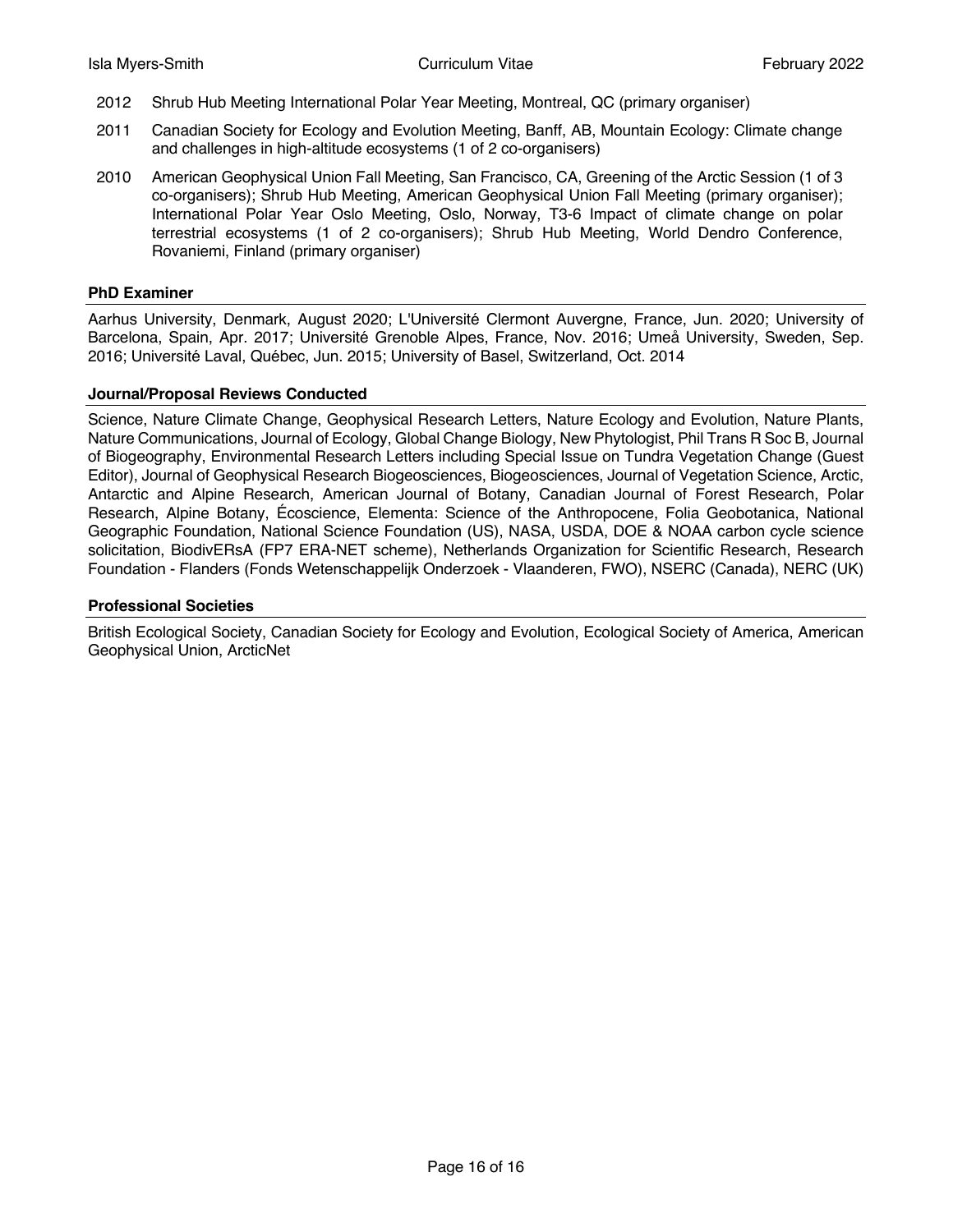2012 Shrub Hub Meeting International Polar Year Meeting, Montreal, QC (primary organiser)

2011 Canadian Society for Ecology and Evolution Meeting, Banff, AB, Mountain Ecology: Climate change and challenges in high-altitude ecosystems (1 of 2 co-organisers)

2010 American Geophysical Union Fall Meeting, San Francisco, CA, Greening of the Arctic Session (1 of 3 co-organisers); Shrub Hub Meeting, American Geophysical Union Fall Meeting (primary organiser); International Polar Year Oslo Meeting, Oslo, Norway, T3-6 Impact of climate change on polar terrestrial ecosystems (1 of 2 co-organisers); Shrub Hub Meeting, World Dendro Conference, Rovaniemi, Finland (primary organiser)

### PhD Examiner

Aarhus University, Denmark, August 2020; L'Université Clermont Auvergne, France, Jun. 2020; University of Barcelona, Spain, Apr. 2017; Université Grenoble Alpes, France, Nov. 2016; Umeå University, Sweden, Sep. 2016; Université Laval, Québec, Jun. 2015; University of Basel, Switzerland, Oct. 2014

### Journal/Proposal Reviews Conducted

Science, Nature Climate Change, Geophysical Research Letters, Nature Ecology and Evolution, Nature Plants, Nature Communications, Journal of Ecology, Global Change Biology, New Phytologist, Phil Trans R Soc B, Journal of Biogeography, Environmental Research Letters including Special Issue on Tundra Vegetation Change (Guest Editor), Journal of Geophysical Research Biogeosciences, Biogeosciences, Journal of Vegetation Science, Arctic, Antarctic and Alpine Research, American Journal of Botany, Canadian Journal of Forest Research, Polar Research, Alpine Botany, Écoscience, Elementa: Science of the Anthropocene, Folia Geobotanica, National Geographic Foundation, National Science Foundation (US), NASA, USDA, DOE & NOAA carbon cycle science solicitation, BiodivERsA (FP7 ERA-NET scheme), Netherlands Organization for Scientific Research, Research Foundation - Flanders (Fonds Wetenschappelijk Onderzoek - Vlaanderen, FWO), NSERC (Canada), NERC (UK)

### Professional Societies

British Ecological Society, Canadian Society for Ecology and Evolution, Ecological Society of America, American Geophysical Union, ArcticNet